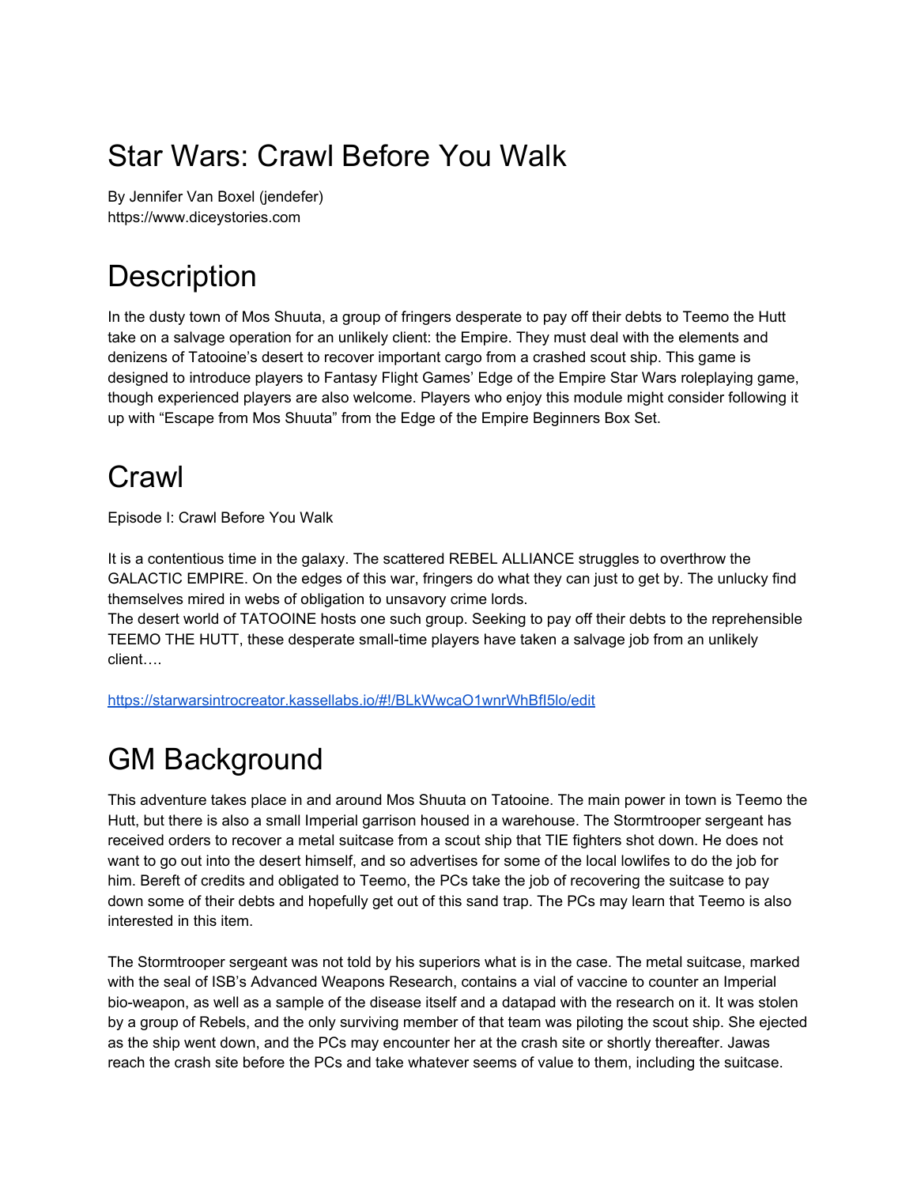# Star Wars: Crawl Before You Walk

By Jennifer Van Boxel (jendefer)
https://www.diceystories.com

# Description

In the dusty town of Mos Shuuta, a group of fringers desperate to pay off their debts to Teemo the Hutt take on a salvage operation for an unlikely client: the Empire. They must deal with the elements and denizens of Tatooine's desert to recover important cargo from a crashed scout ship. This game is designed to introduce players to Fantasy Flight Games' Edge of the Empire Star Wars roleplaying game, though experienced players are also welcome. Players who enjoy this module might consider following it up with "Escape from Mos Shuuta" from the Edge of the Empire Beginners Box Set.

# Crawl

Episode I: Crawl Before You Walk

It is a contentious time in the galaxy. The scattered REBEL ALLIANCE struggles to overthrow the GALACTIC EMPIRE. On the edges of this war, fringers do what they can just to get by. The unlucky find themselves mired in webs of obligation to unsavory crime lords.
The desert world of TATOOINE hosts one such group. Seeking to pay off their debts to the reprehensible TEEMO THE HUTT, these desperate small-time players have taken a salvage job from an unlikely client….

https://starwarsintrocreator.kassellabs.io/#!/BLkWwcaO1wnrWhBfI5lo/edit

# GM Background

This adventure takes place in and around Mos Shuuta on Tatooine. The main power in town is Teemo the Hutt, but there is also a small Imperial garrison housed in a warehouse. The Stormtrooper sergeant has received orders to recover a metal suitcase from a scout ship that TIE fighters shot down. He does not want to go out into the desert himself, and so advertises for some of the local lowlifes to do the job for him. Bereft of credits and obligated to Teemo, the PCs take the job of recovering the suitcase to pay down some of their debts and hopefully get out of this sand trap. The PCs may learn that Teemo is also interested in this item.

The Stormtrooper sergeant was not told by his superiors what is in the case. The metal suitcase, marked with the seal of ISB's Advanced Weapons Research, contains a vial of vaccine to counter an Imperial bio-weapon, as well as a sample of the disease itself and a datapad with the research on it. It was stolen by a group of Rebels, and the only surviving member of that team was piloting the scout ship. She ejected as the ship went down, and the PCs may encounter her at the crash site or shortly thereafter. Jawas reach the crash site before the PCs and take whatever seems of value to them, including the suitcase.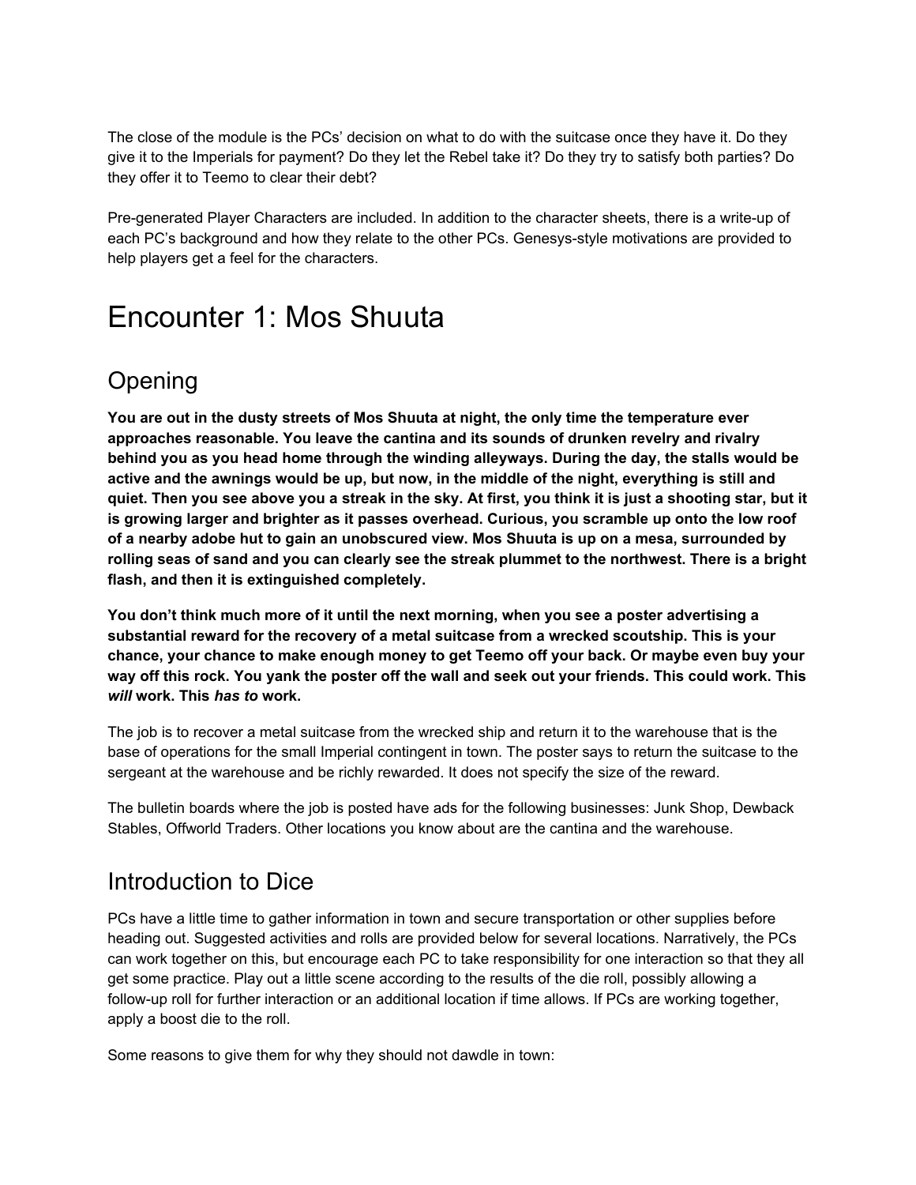The close of the module is the PCs' decision on what to do with the suitcase once they have it. Do they give it to the Imperials for payment? Do they let the Rebel take it? Do they try to satisfy both parties? Do they offer it to Teemo to clear their debt?

Pre-generated Player Characters are included. In addition to the character sheets, there is a write-up of each PC's background and how they relate to the other PCs. Genesys-style motivations are provided to help players get a feel for the characters.

# Encounter 1: Mos Shuuta

## Opening

**You are out in the dusty streets of Mos Shuuta at night, the only time the temperature ever approaches reasonable. You leave the cantina and its sounds of drunken revelry and rivalry behind you as you head home through the winding alleyways. During the day, the stalls would be active and the awnings would be up, but now, in the middle of the night, everything is still and quiet. Then you see above you a streak in the sky. At first, you think it is just a shooting star, but it is growing larger and brighter as it passes overhead. Curious, you scramble up onto the low roof of a nearby adobe hut to gain an unobscured view. Mos Shuuta is up on a mesa, surrounded by rolling seas of sand and you can clearly see the streak plummet to the northwest. There is a bright flash, and then it is extinguished completely.**

**You don't think much more of it until the next morning, when you see a poster advertising a substantial reward for the recovery of a metal suitcase from a wrecked scoutship. This is your chance, your chance to make enough money to get Teemo off your back. Or maybe even buy your way off this rock. You yank the poster off the wall and seek out your friends. This could work. This *will* work. This *has to* work.**

The job is to recover a metal suitcase from the wrecked ship and return it to the warehouse that is the base of operations for the small Imperial contingent in town. The poster says to return the suitcase to the sergeant at the warehouse and be richly rewarded. It does not specify the size of the reward.

The bulletin boards where the job is posted have ads for the following businesses: Junk Shop, Dewback Stables, Offworld Traders. Other locations you know about are the cantina and the warehouse.

## Introduction to Dice

PCs have a little time to gather information in town and secure transportation or other supplies before heading out. Suggested activities and rolls are provided below for several locations. Narratively, the PCs can work together on this, but encourage each PC to take responsibility for one interaction so that they all get some practice. Play out a little scene according to the results of the die roll, possibly allowing a follow-up roll for further interaction or an additional location if time allows. If PCs are working together, apply a boost die to the roll.

Some reasons to give them for why they should not dawdle in town: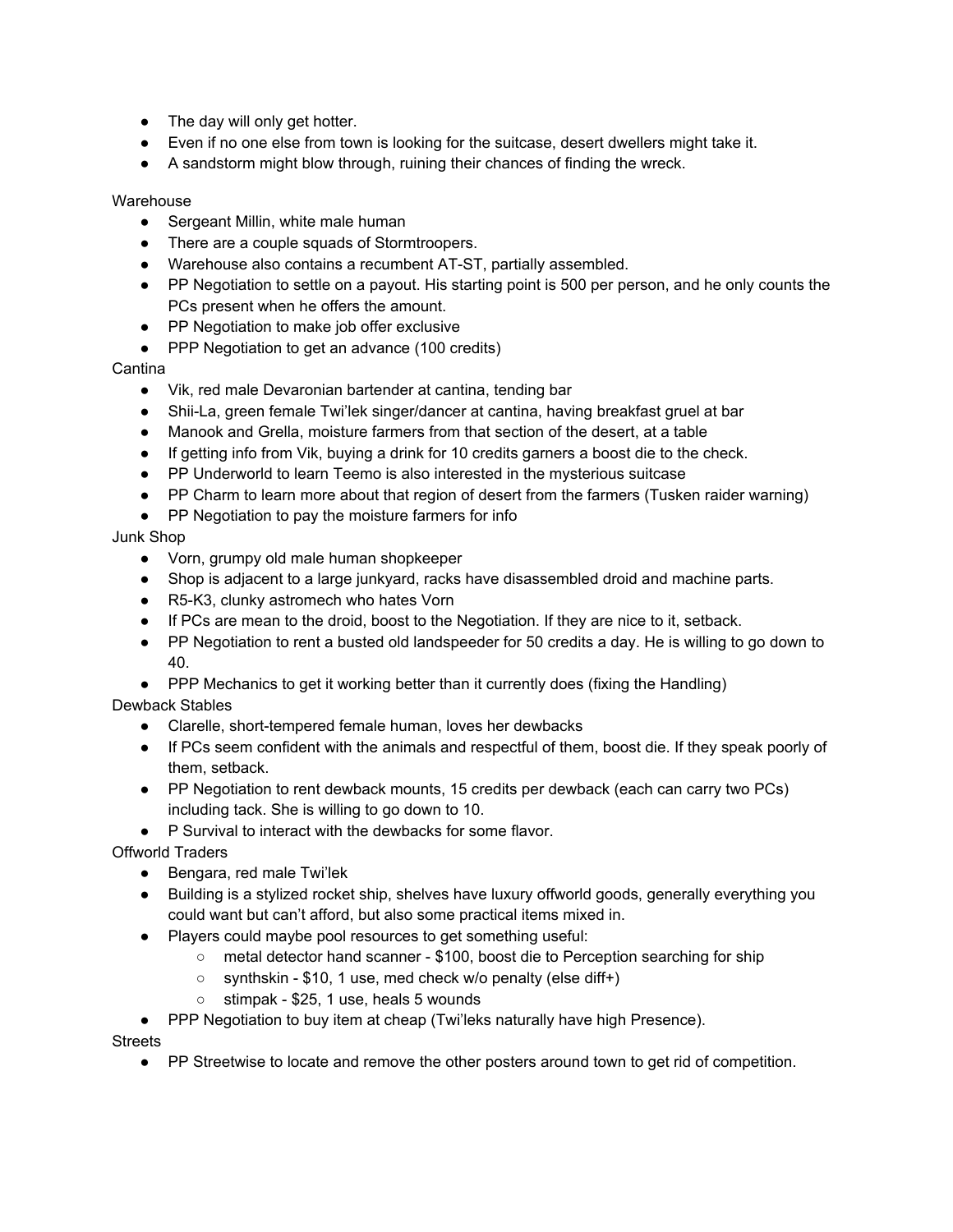- The day will only get hotter.
- Even if no one else from town is looking for the suitcase, desert dwellers might take it.
- A sandstorm might blow through, ruining their chances of finding the wreck.

Warehouse

- Sergeant Millin, white male human
- There are a couple squads of Stormtroopers.
- Warehouse also contains a recumbent AT-ST, partially assembled.
- PP Negotiation to settle on a payout. His starting point is 500 per person, and he only counts the PCs present when he offers the amount.
- PP Negotiation to make job offer exclusive
- PPP Negotiation to get an advance (100 credits)

Cantina

- Vik, red male Devaronian bartender at cantina, tending bar
- Shii-La, green female Twi'lek singer/dancer at cantina, having breakfast gruel at bar
- Manook and Grella, moisture farmers from that section of the desert, at a table
- If getting info from Vik, buying a drink for 10 credits garners a boost die to the check.
- PP Underworld to learn Teemo is also interested in the mysterious suitcase
- PP Charm to learn more about that region of desert from the farmers (Tusken raider warning)
- PP Negotiation to pay the moisture farmers for info

Junk Shop

- Vorn, grumpy old male human shopkeeper
- Shop is adjacent to a large junkyard, racks have disassembled droid and machine parts.
- R5-K3, clunky astromech who hates Vorn
- If PCs are mean to the droid, boost to the Negotiation. If they are nice to it, setback.
- PP Negotiation to rent a busted old landspeeder for 50 credits a day. He is willing to go down to 40.
- PPP Mechanics to get it working better than it currently does (fixing the Handling)

Dewback Stables

- Clarelle, short-tempered female human, loves her dewbacks
- If PCs seem confident with the animals and respectful of them, boost die. If they speak poorly of them, setback.
- PP Negotiation to rent dewback mounts, 15 credits per dewback (each can carry two PCs) including tack. She is willing to go down to 10.
- P Survival to interact with the dewbacks for some flavor.

Offworld Traders

- Bengara, red male Twi'lek
- Building is a stylized rocket ship, shelves have luxury offworld goods, generally everything you could want but can't afford, but also some practical items mixed in.
- Players could maybe pool resources to get something useful:
    - metal detector hand scanner - $100, boost die to Perception searching for ship
    - synthskin - $10, 1 use, med check w/o penalty (else diff+)
    - stimpak - $25, 1 use, heals 5 wounds
- PPP Negotiation to buy item at cheap (Twi'leks naturally have high Presence).

Streets

- PP Streetwise to locate and remove the other posters around town to get rid of competition.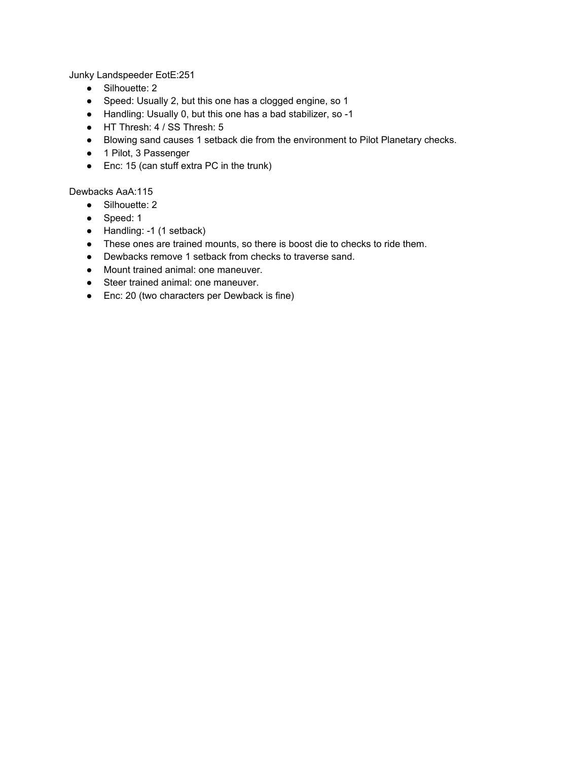Junky Landspeeder EotE:251

- Silhouette: 2
- Speed: Usually 2, but this one has a clogged engine, so 1
- Handling: Usually 0, but this one has a bad stabilizer, so -1
- HT Thresh: 4 / SS Thresh: 5
- Blowing sand causes 1 setback die from the environment to Pilot Planetary checks.
- 1 Pilot, 3 Passenger
- Enc: 15 (can stuff extra PC in the trunk)

Dewbacks AaA:115

- Silhouette: 2
- Speed: 1
- Handling: -1 (1 setback)
- These ones are trained mounts, so there is boost die to checks to ride them.
- Dewbacks remove 1 setback from checks to traverse sand.
- Mount trained animal: one maneuver.
- Steer trained animal: one maneuver.
- Enc: 20 (two characters per Dewback is fine)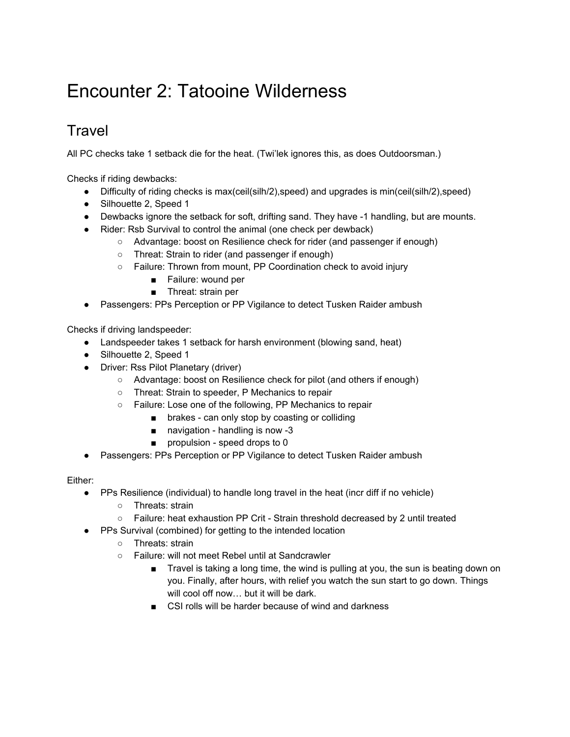# Encounter 2: Tatooine Wilderness

## Travel

All PC checks take 1 setback die for the heat. (Twi'lek ignores this, as does Outdoorsman.)

Checks if riding dewbacks:

- Difficulty of riding checks is max(ceil(silh/2),speed) and upgrades is min(ceil(silh/2),speed)
- Silhouette 2, Speed 1
- Dewbacks ignore the setback for soft, drifting sand. They have -1 handling, but are mounts.
- Rider: Rsb Survival to control the animal (one check per dewback)
    - Advantage: boost on Resilience check for rider (and passenger if enough)
    - Threat: Strain to rider (and passenger if enough)
    - Failure: Thrown from mount, PP Coordination check to avoid injury
        - Failure: wound per
        - Threat: strain per
- Passengers: PPs Perception or PP Vigilance to detect Tusken Raider ambush

Checks if driving landspeeder:

- Landspeeder takes 1 setback for harsh environment (blowing sand, heat)
- Silhouette 2, Speed 1
- Driver: Rss Pilot Planetary (driver)
    - Advantage: boost on Resilience check for pilot (and others if enough)
    - Threat: Strain to speeder, P Mechanics to repair
    - Failure: Lose one of the following, PP Mechanics to repair
        - brakes - can only stop by coasting or colliding
        - navigation - handling is now -3
        - propulsion - speed drops to 0
- Passengers: PPs Perception or PP Vigilance to detect Tusken Raider ambush

Either:

- PPs Resilience (individual) to handle long travel in the heat (incr diff if no vehicle)
    - Threats: strain
    - Failure: heat exhaustion PP Crit - Strain threshold decreased by 2 until treated
- PPs Survival (combined) for getting to the intended location
    - Threats: strain
    - Failure: will not meet Rebel until at Sandcrawler
        - Travel is taking a long time, the wind is pulling at you, the sun is beating down on you. Finally, after hours, with relief you watch the sun start to go down. Things will cool off now… but it will be dark.
        - CSI rolls will be harder because of wind and darkness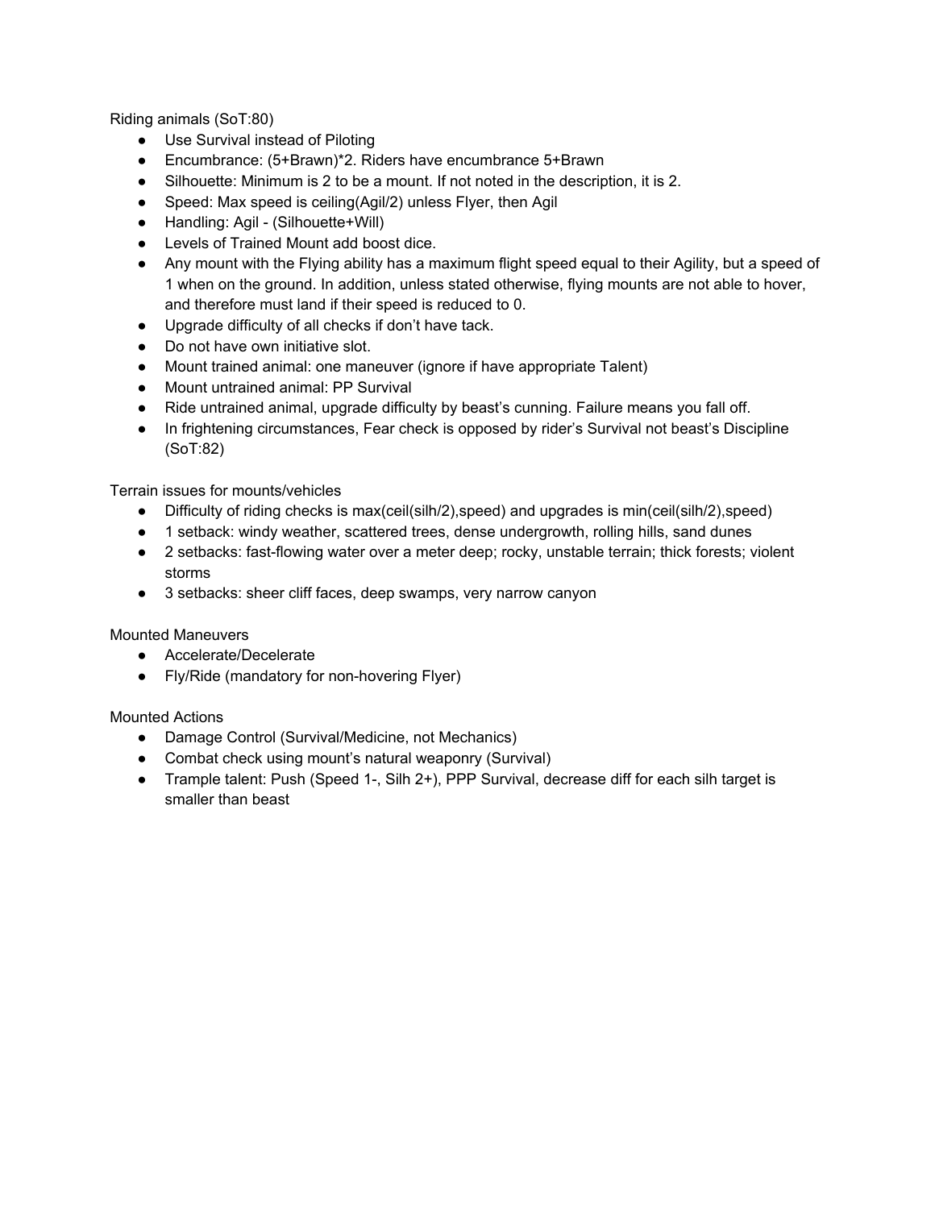Riding animals (SoT:80)

- Use Survival instead of Piloting
- Encumbrance: (5+Brawn)*2. Riders have encumbrance 5+Brawn
- Silhouette: Minimum is 2 to be a mount. If not noted in the description, it is 2.
- Speed: Max speed is ceiling(Agil/2) unless Flyer, then Agil
- Handling: Agil - (Silhouette+Will)
- Levels of Trained Mount add boost dice.
- Any mount with the Flying ability has a maximum flight speed equal to their Agility, but a speed of 1 when on the ground. In addition, unless stated otherwise, flying mounts are not able to hover, and therefore must land if their speed is reduced to 0.
- Upgrade difficulty of all checks if don't have tack.
- Do not have own initiative slot.
- Mount trained animal: one maneuver (ignore if have appropriate Talent)
- Mount untrained animal: PP Survival
- Ride untrained animal, upgrade difficulty by beast's cunning. Failure means you fall off.
- In frightening circumstances, Fear check is opposed by rider's Survival not beast's Discipline (SoT:82)

Terrain issues for mounts/vehicles

- Difficulty of riding checks is max(ceil(silh/2),speed) and upgrades is min(ceil(silh/2),speed)
- 1 setback: windy weather, scattered trees, dense undergrowth, rolling hills, sand dunes
- 2 setbacks: fast-flowing water over a meter deep; rocky, unstable terrain; thick forests; violent storms
- 3 setbacks: sheer cliff faces, deep swamps, very narrow canyon

Mounted Maneuvers

- Accelerate/Decelerate
- Fly/Ride (mandatory for non-hovering Flyer)

Mounted Actions

- Damage Control (Survival/Medicine, not Mechanics)
- Combat check using mount's natural weaponry (Survival)
- Trample talent: Push (Speed 1-, Silh 2+), PPP Survival, decrease diff for each silh target is smaller than beast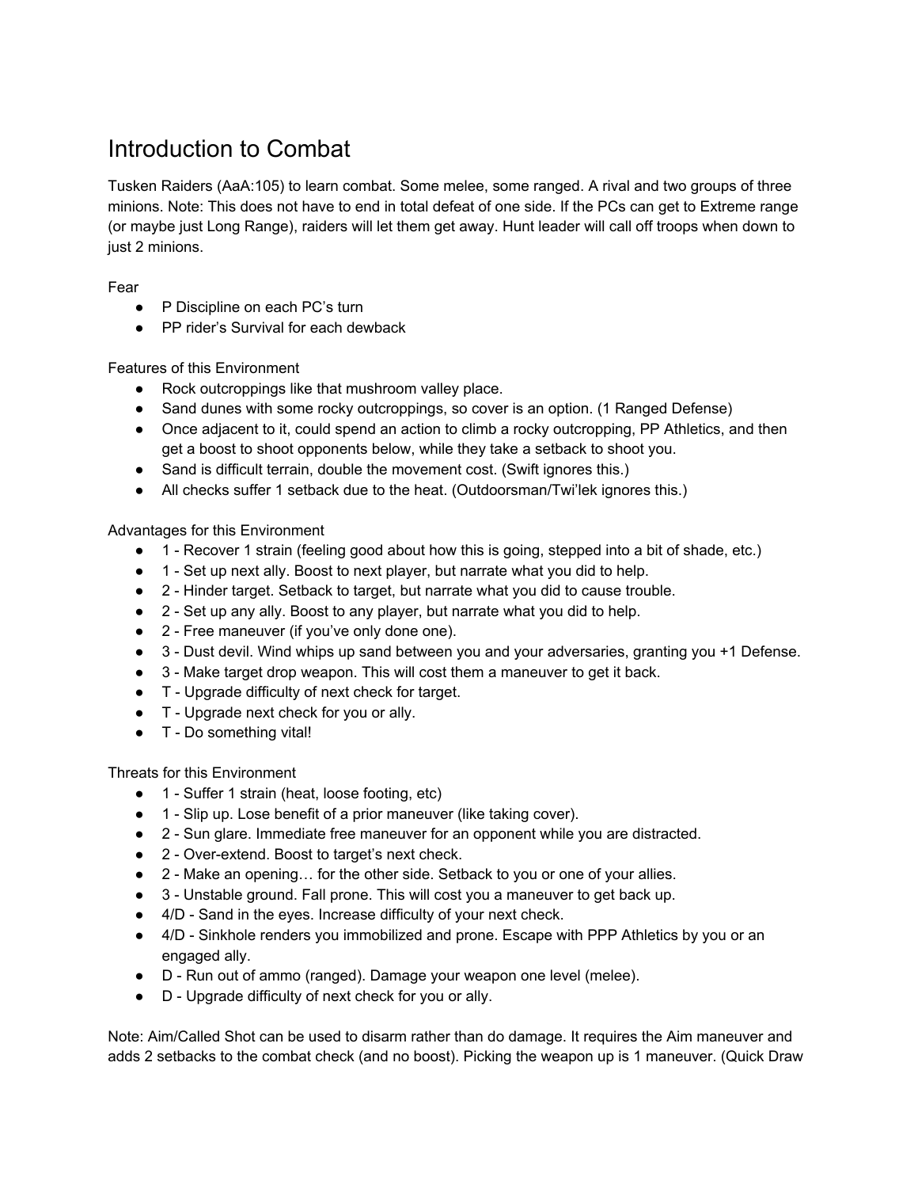# Introduction to Combat

Tusken Raiders (AaA:105) to learn combat. Some melee, some ranged. A rival and two groups of three minions. Note: This does not have to end in total defeat of one side. If the PCs can get to Extreme range (or maybe just Long Range), raiders will let them get away. Hunt leader will call off troops when down to just 2 minions.

Fear

- P Discipline on each PC's turn
- PP rider's Survival for each dewback

Features of this Environment

- Rock outcroppings like that mushroom valley place.
- Sand dunes with some rocky outcroppings, so cover is an option. (1 Ranged Defense)
- Once adjacent to it, could spend an action to climb a rocky outcropping, PP Athletics, and then get a boost to shoot opponents below, while they take a setback to shoot you.
- Sand is difficult terrain, double the movement cost. (Swift ignores this.)
- All checks suffer 1 setback due to the heat. (Outdoorsman/Twi'lek ignores this.)

Advantages for this Environment

- 1 - Recover 1 strain (feeling good about how this is going, stepped into a bit of shade, etc.)
- 1 - Set up next ally. Boost to next player, but narrate what you did to help.
- 2 - Hinder target. Setback to target, but narrate what you did to cause trouble.
- 2 - Set up any ally. Boost to any player, but narrate what you did to help.
- 2 - Free maneuver (if you've only done one).
- 3 - Dust devil. Wind whips up sand between you and your adversaries, granting you +1 Defense.
- 3 - Make target drop weapon. This will cost them a maneuver to get it back.
- T - Upgrade difficulty of next check for target.
- T - Upgrade next check for you or ally.
- T - Do something vital!

Threats for this Environment

- 1 - Suffer 1 strain (heat, loose footing, etc)
- 1 - Slip up. Lose benefit of a prior maneuver (like taking cover).
- 2 - Sun glare. Immediate free maneuver for an opponent while you are distracted.
- 2 - Over-extend. Boost to target's next check.
- 2 - Make an opening… for the other side. Setback to you or one of your allies.
- 3 - Unstable ground. Fall prone. This will cost you a maneuver to get back up.
- 4/D - Sand in the eyes. Increase difficulty of your next check.
- 4/D - Sinkhole renders you immobilized and prone. Escape with PPP Athletics by you or an engaged ally.
- D - Run out of ammo (ranged). Damage your weapon one level (melee).
- D - Upgrade difficulty of next check for you or ally.

Note: Aim/Called Shot can be used to disarm rather than do damage. It requires the Aim maneuver and adds 2 setbacks to the combat check (and no boost). Picking the weapon up is 1 maneuver. (Quick Draw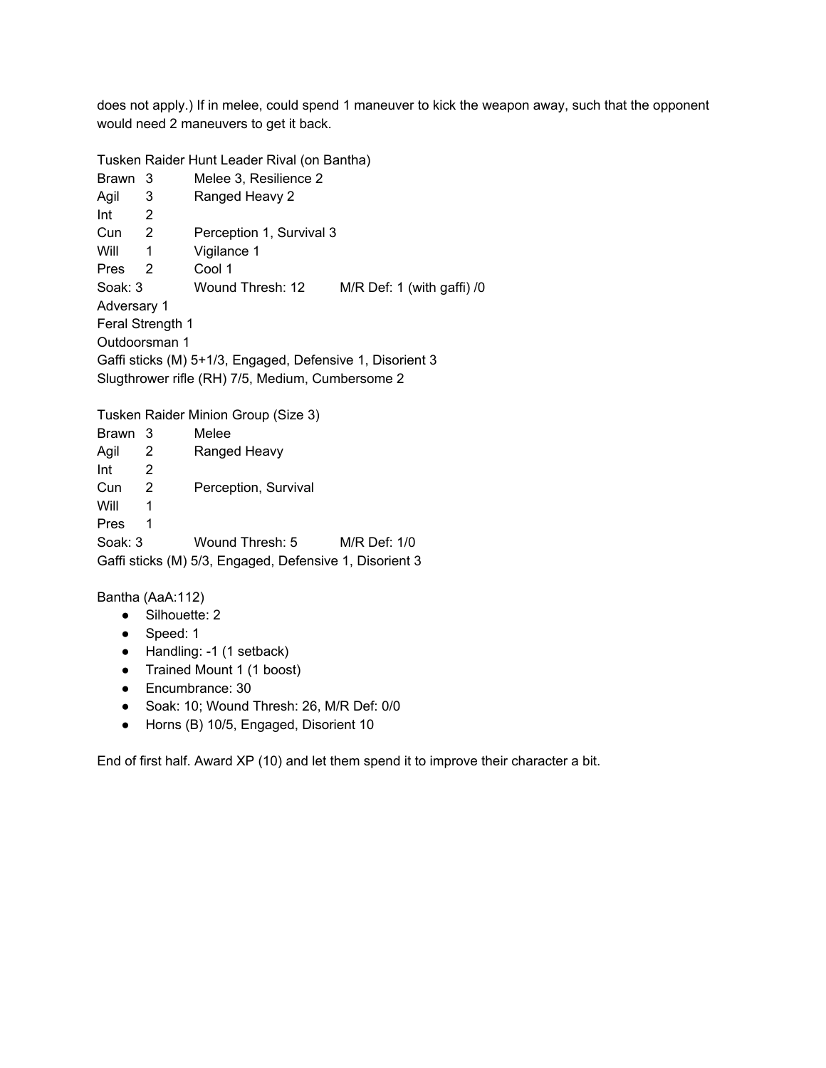does not apply.) If in melee, could spend 1 maneuver to kick the weapon away, such that the opponent would need 2 maneuvers to get it back.

Tusken Raider Hunt Leader Rival (on Bantha)

| | | | |
|---|---|---|---|
| Brawn | 3 | Melee 3, Resilience 2 | |
| Agil | 3 | Ranged Heavy 2 | |
| Int | 2 | | |
| Cun | 2 | Perception 1, Survival 3 | |
| Will | 1 | Vigilance 1 | |
| Pres | 2 | Cool 1 | |
| Soak: 3 | | Wound Thresh: 12 | M/R Def: 1 (with gaffi) /0 |

Adversary 1
Feral Strength 1
Outdoorsman 1
Gaffi sticks (M) 5+1/3, Engaged, Defensive 1, Disorient 3
Slugthrower rifle (RH) 7/5, Medium, Cumbersome 2

Tusken Raider Minion Group (Size 3)

| | | | |
|---|---|---|---|
| Brawn | 3 | Melee | |
| Agil | 2 | Ranged Heavy | |
| Int | 2 | | |
| Cun | 2 | Perception, Survival | |
| Will | 1 | | |
| Pres | 1 | | |
| Soak: 3 | | Wound Thresh: 5 | M/R Def: 1/0 |

Gaffi sticks (M) 5/3, Engaged, Defensive 1, Disorient 3

Bantha (AaA:112)

- Silhouette: 2
- Speed: 1
- Handling: -1 (1 setback)
- Trained Mount 1 (1 boost)
- Encumbrance: 30
- Soak: 10; Wound Thresh: 26, M/R Def: 0/0
- Horns (B) 10/5, Engaged, Disorient 10

End of first half. Award XP (10) and let them spend it to improve their character a bit.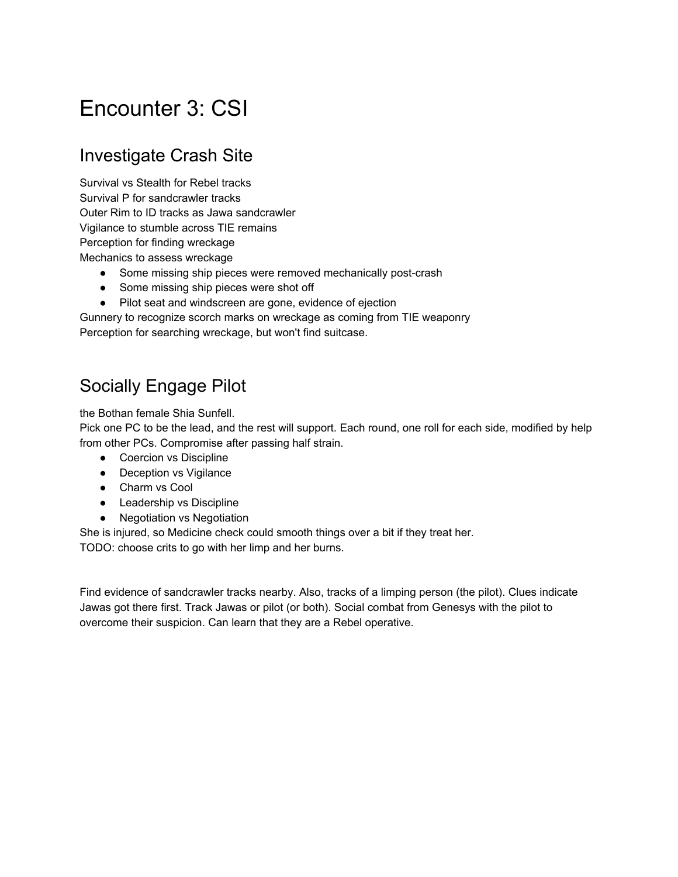# Encounter 3: CSI

## Investigate Crash Site

Survival vs Stealth for Rebel tracks
Survival P for sandcrawler tracks
Outer Rim to ID tracks as Jawa sandcrawler
Vigilance to stumble across TIE remains
Perception for finding wreckage
Mechanics to assess wreckage

- Some missing ship pieces were removed mechanically post-crash
- Some missing ship pieces were shot off
- Pilot seat and windscreen are gone, evidence of ejection

Gunnery to recognize scorch marks on wreckage as coming from TIE weaponry
Perception for searching wreckage, but won't find suitcase.

## Socially Engage Pilot

the Bothan female Shia Sunfell.
Pick one PC to be the lead, and the rest will support. Each round, one roll for each side, modified by help from other PCs. Compromise after passing half strain.

- Coercion vs Discipline
- Deception vs Vigilance
- Charm vs Cool
- Leadership vs Discipline
- Negotiation vs Negotiation

She is injured, so Medicine check could smooth things over a bit if they treat her.
TODO: choose crits to go with her limp and her burns.

Find evidence of sandcrawler tracks nearby. Also, tracks of a limping person (the pilot). Clues indicate Jawas got there first. Track Jawas or pilot (or both). Social combat from Genesys with the pilot to overcome their suspicion. Can learn that they are a Rebel operative.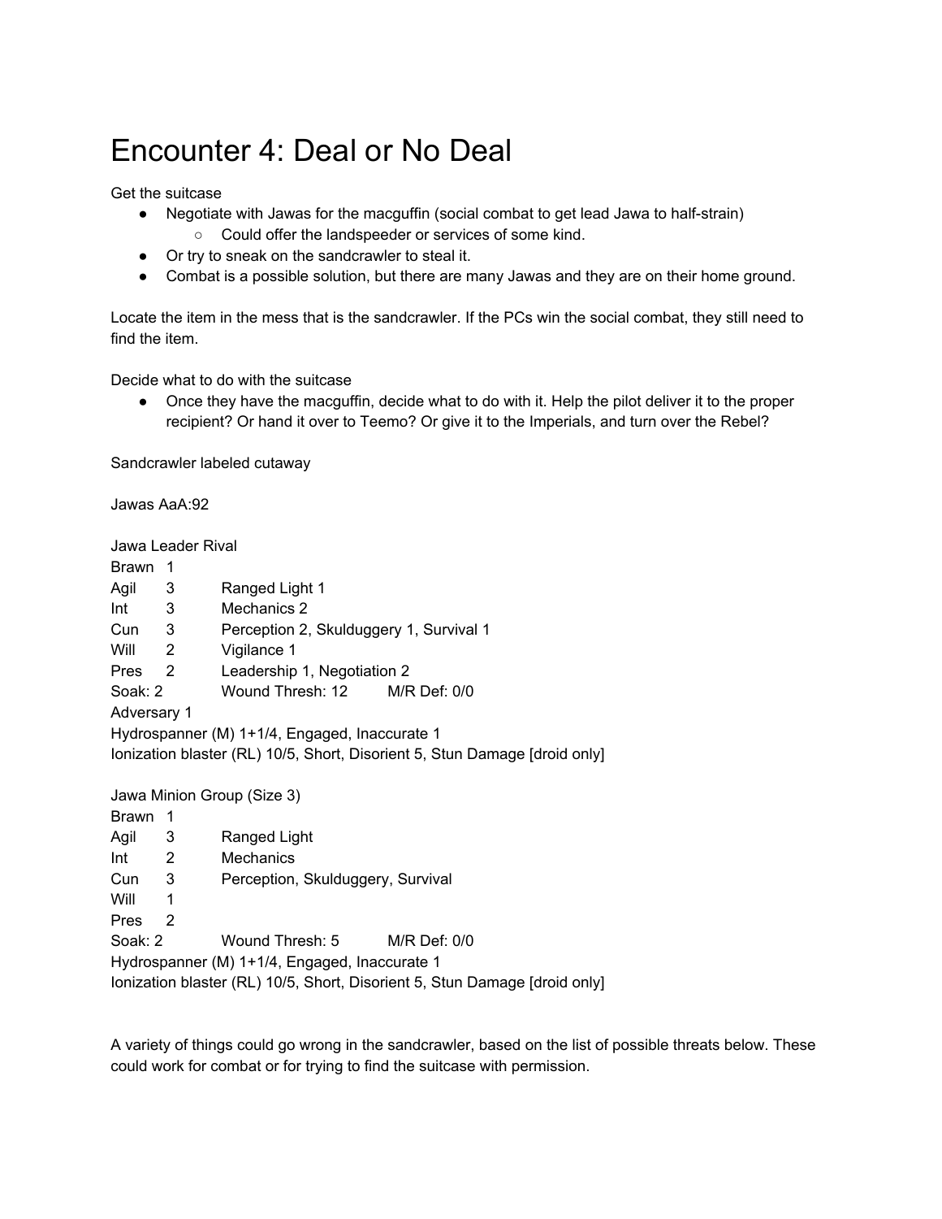# Encounter 4: Deal or No Deal

Get the suitcase

- Negotiate with Jawas for the macguffin (social combat to get lead Jawa to half-strain)
    - Could offer the landspeeder or services of some kind.
- Or try to sneak on the sandcrawler to steal it.
- Combat is a possible solution, but there are many Jawas and they are on their home ground.

Locate the item in the mess that is the sandcrawler. If the PCs win the social combat, they still need to find the item.

Decide what to do with the suitcase

- Once they have the macguffin, decide what to do with it. Help the pilot deliver it to the proper recipient? Or hand it over to Teemo? Or give it to the Imperials, and turn over the Rebel?

Sandcrawler labeled cutaway

Jawas AaA:92

Jawa Leader Rival

| | | |
|---|---|---|
| Brawn | 1 | |
| Agil | 3 | Ranged Light 1 |
| Int | 3 | Mechanics 2 |
| Cun | 3 | Perception 2, Skulduggery 1, Survival 1 |
| Will | 2 | Vigilance 1 |
| Pres | 2 | Leadership 1, Negotiation 2 |

Soak: 2 Wound Thresh: 12 M/R Def: 0/0

Adversary 1

Hydrospanner (M) 1+1/4, Engaged, Inaccurate 1

Ionization blaster (RL) 10/5, Short, Disorient 5, Stun Damage [droid only]

Jawa Minion Group (Size 3)

| | | |
|---|---|---|
| Brawn | 1 | |
| Agil | 3 | Ranged Light |
| Int | 2 | Mechanics |
| Cun | 3 | Perception, Skulduggery, Survival |
| Will | 1 | |
| Pres | 2 | |

Soak: 2 Wound Thresh: 5 M/R Def: 0/0

Hydrospanner (M) 1+1/4, Engaged, Inaccurate 1

Ionization blaster (RL) 10/5, Short, Disorient 5, Stun Damage [droid only]

A variety of things could go wrong in the sandcrawler, based on the list of possible threats below. These could work for combat or for trying to find the suitcase with permission.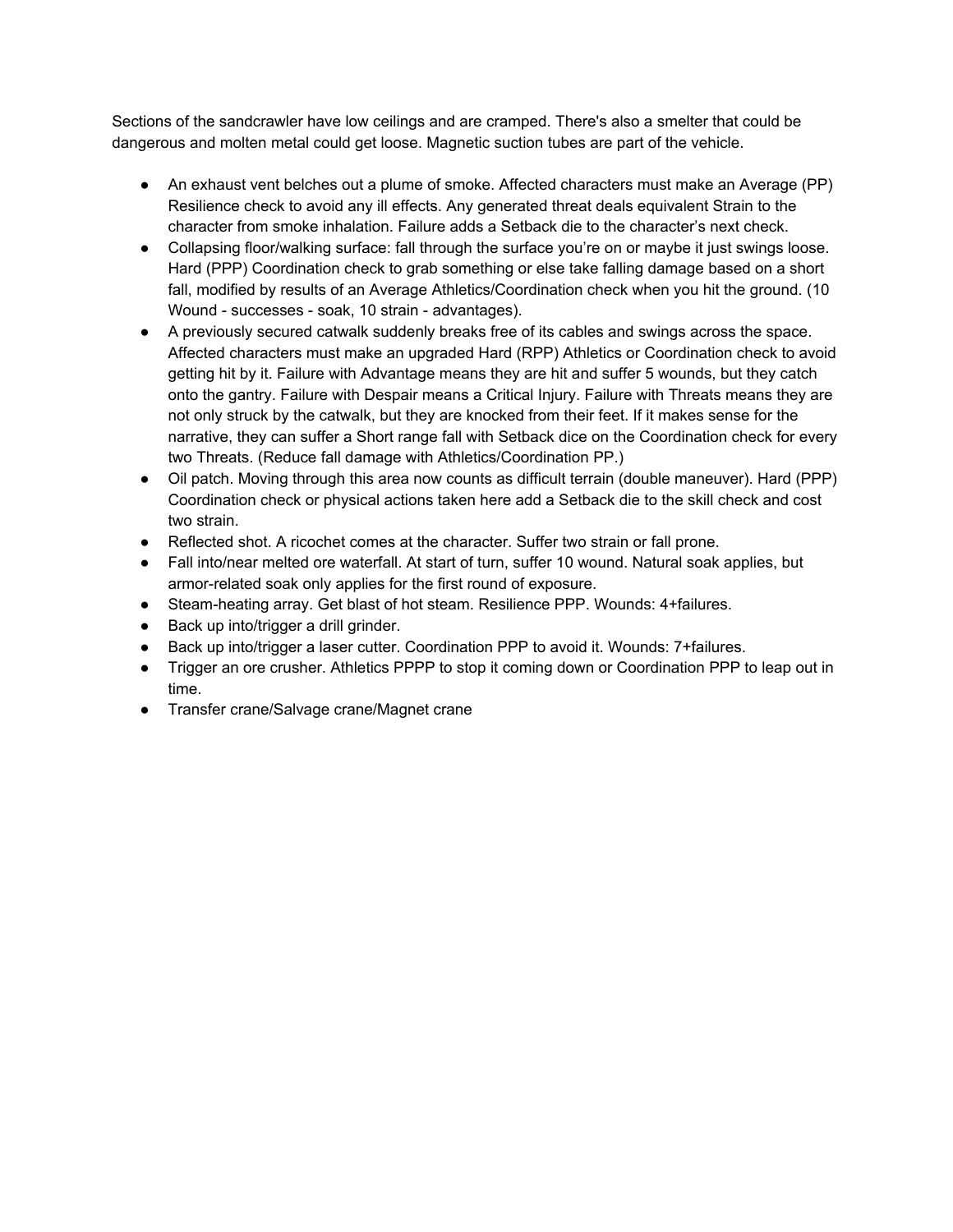Sections of the sandcrawler have low ceilings and are cramped. There's also a smelter that could be dangerous and molten metal could get loose. Magnetic suction tubes are part of the vehicle.

- An exhaust vent belches out a plume of smoke. Affected characters must make an Average (PP) Resilience check to avoid any ill effects. Any generated threat deals equivalent Strain to the character from smoke inhalation. Failure adds a Setback die to the character's next check.
- Collapsing floor/walking surface: fall through the surface you're on or maybe it just swings loose. Hard (PPP) Coordination check to grab something or else take falling damage based on a short fall, modified by results of an Average Athletics/Coordination check when you hit the ground. (10 Wound - successes - soak, 10 strain - advantages).
- A previously secured catwalk suddenly breaks free of its cables and swings across the space. Affected characters must make an upgraded Hard (RPP) Athletics or Coordination check to avoid getting hit by it. Failure with Advantage means they are hit and suffer 5 wounds, but they catch onto the gantry. Failure with Despair means a Critical Injury. Failure with Threats means they are not only struck by the catwalk, but they are knocked from their feet. If it makes sense for the narrative, they can suffer a Short range fall with Setback dice on the Coordination check for every two Threats. (Reduce fall damage with Athletics/Coordination PP.)
- Oil patch. Moving through this area now counts as difficult terrain (double maneuver). Hard (PPP) Coordination check or physical actions taken here add a Setback die to the skill check and cost two strain.
- Reflected shot. A ricochet comes at the character. Suffer two strain or fall prone.
- Fall into/near melted ore waterfall. At start of turn, suffer 10 wound. Natural soak applies, but armor-related soak only applies for the first round of exposure.
- Steam-heating array. Get blast of hot steam. Resilience PPP. Wounds: 4+failures.
- Back up into/trigger a drill grinder.
- Back up into/trigger a laser cutter. Coordination PPP to avoid it. Wounds: 7+failures.
- Trigger an ore crusher. Athletics PPPP to stop it coming down or Coordination PPP to leap out in time.
- Transfer crane/Salvage crane/Magnet crane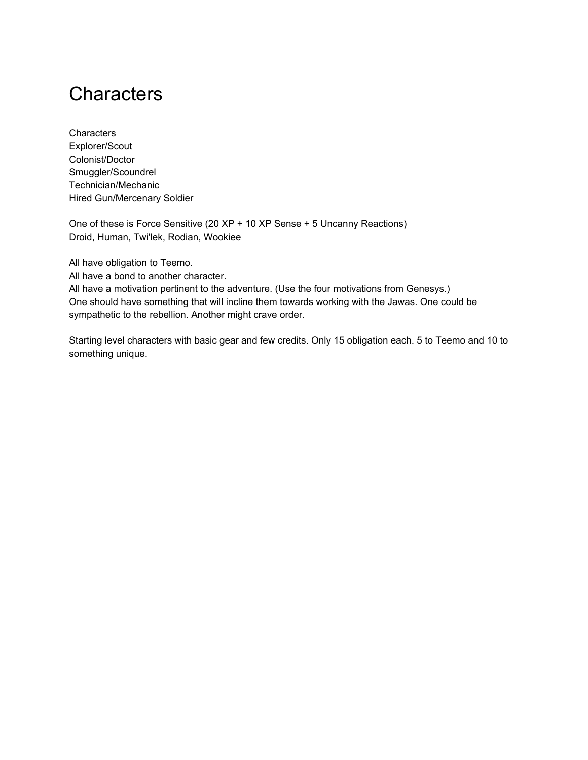# Characters

Characters
Explorer/Scout
Colonist/Doctor
Smuggler/Scoundrel
Technician/Mechanic
Hired Gun/Mercenary Soldier

One of these is Force Sensitive (20 XP + 10 XP Sense + 5 Uncanny Reactions)
Droid, Human, Twi'lek, Rodian, Wookiee

All have obligation to Teemo.
All have a bond to another character.
All have a motivation pertinent to the adventure. (Use the four motivations from Genesys.)
One should have something that will incline them towards working with the Jawas. One could be sympathetic to the rebellion. Another might crave order.

Starting level characters with basic gear and few credits. Only 15 obligation each. 5 to Teemo and 10 to something unique.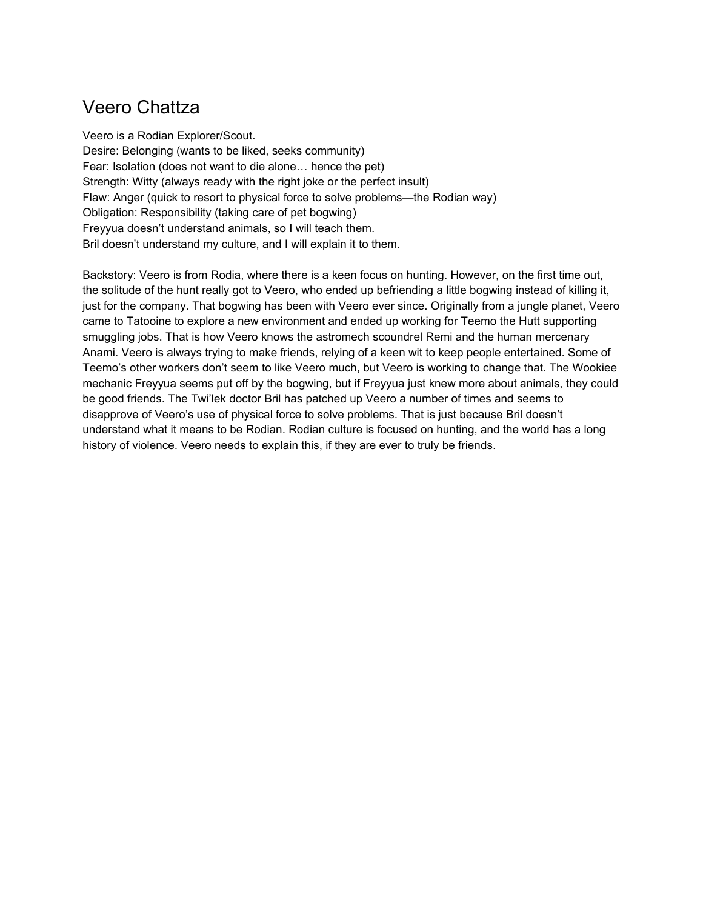# Veero Chattza

Veero is a Rodian Explorer/Scout.
Desire: Belonging (wants to be liked, seeks community)
Fear: Isolation (does not want to die alone… hence the pet)
Strength: Witty (always ready with the right joke or the perfect insult)
Flaw: Anger (quick to resort to physical force to solve problems—the Rodian way)
Obligation: Responsibility (taking care of pet bogwing)
Freyyua doesn't understand animals, so I will teach them.
Bril doesn't understand my culture, and I will explain it to them.

Backstory: Veero is from Rodia, where there is a keen focus on hunting. However, on the first time out, the solitude of the hunt really got to Veero, who ended up befriending a little bogwing instead of killing it, just for the company. That bogwing has been with Veero ever since. Originally from a jungle planet, Veero came to Tatooine to explore a new environment and ended up working for Teemo the Hutt supporting smuggling jobs. That is how Veero knows the astromech scoundrel Remi and the human mercenary Anami. Veero is always trying to make friends, relying of a keen wit to keep people entertained. Some of Teemo's other workers don't seem to like Veero much, but Veero is working to change that. The Wookiee mechanic Freyyua seems put off by the bogwing, but if Freyyua just knew more about animals, they could be good friends. The Twi'lek doctor Bril has patched up Veero a number of times and seems to disapprove of Veero's use of physical force to solve problems. That is just because Bril doesn't understand what it means to be Rodian. Rodian culture is focused on hunting, and the world has a long history of violence. Veero needs to explain this, if they are ever to truly be friends.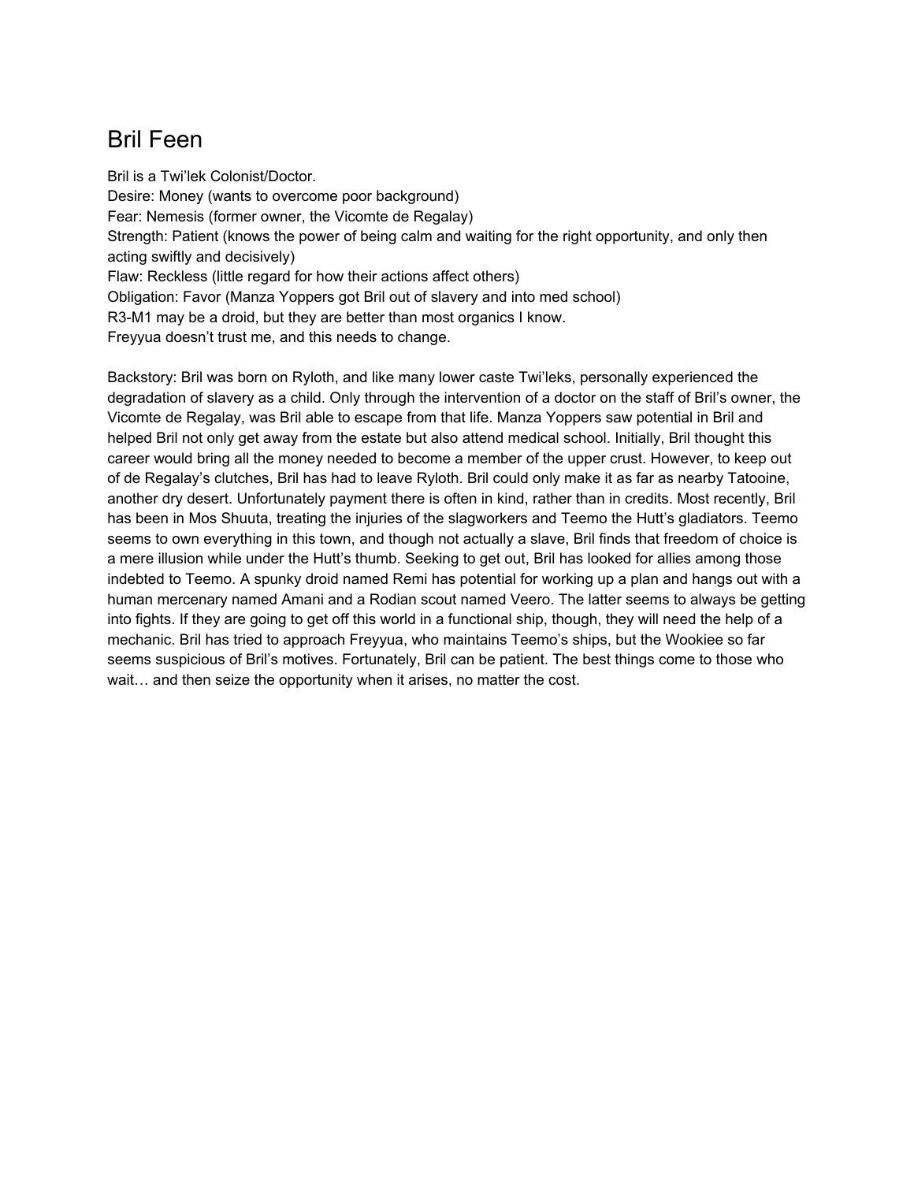# Bril Feen

Bril is a Twi'lek Colonist/Doctor.
Desire: Money (wants to overcome poor background)
Fear: Nemesis (former owner, the Vicomte de Regalay)
Strength: Patient (knows the power of being calm and waiting for the right opportunity, and only then acting swiftly and decisively)
Flaw: Reckless (little regard for how their actions affect others)
Obligation: Favor (Manza Yoppers got Bril out of slavery and into med school)
R3-M1 may be a droid, but they are better than most organics I know.
Freyyua doesn't trust me, and this needs to change.

Backstory: Bril was born on Ryloth, and like many lower caste Twi'leks, personally experienced the degradation of slavery as a child. Only through the intervention of a doctor on the staff of Bril's owner, the Vicomte de Regalay, was Bril able to escape from that life. Manza Yoppers saw potential in Bril and helped Bril not only get away from the estate but also attend medical school. Initially, Bril thought this career would bring all the money needed to become a member of the upper crust. However, to keep out of de Regalay's clutches, Bril has had to leave Ryloth. Bril could only make it as far as nearby Tatooine, another dry desert. Unfortunately payment there is often in kind, rather than in credits. Most recently, Bril has been in Mos Shuuta, treating the injuries of the slagworkers and Teemo the Hutt's gladiators. Teemo seems to own everything in this town, and though not actually a slave, Bril finds that freedom of choice is a mere illusion while under the Hutt's thumb. Seeking to get out, Bril has looked for allies among those indebted to Teemo. A spunky droid named Remi has potential for working up a plan and hangs out with a human mercenary named Amani and a Rodian scout named Veero. The latter seems to always be getting into fights. If they are going to get off this world in a functional ship, though, they will need the help of a mechanic. Bril has tried to approach Freyyua, who maintains Teemo's ships, but the Wookiee so far seems suspicious of Bril's motives. Fortunately, Bril can be patient. The best things come to those who wait… and then seize the opportunity when it arises, no matter the cost.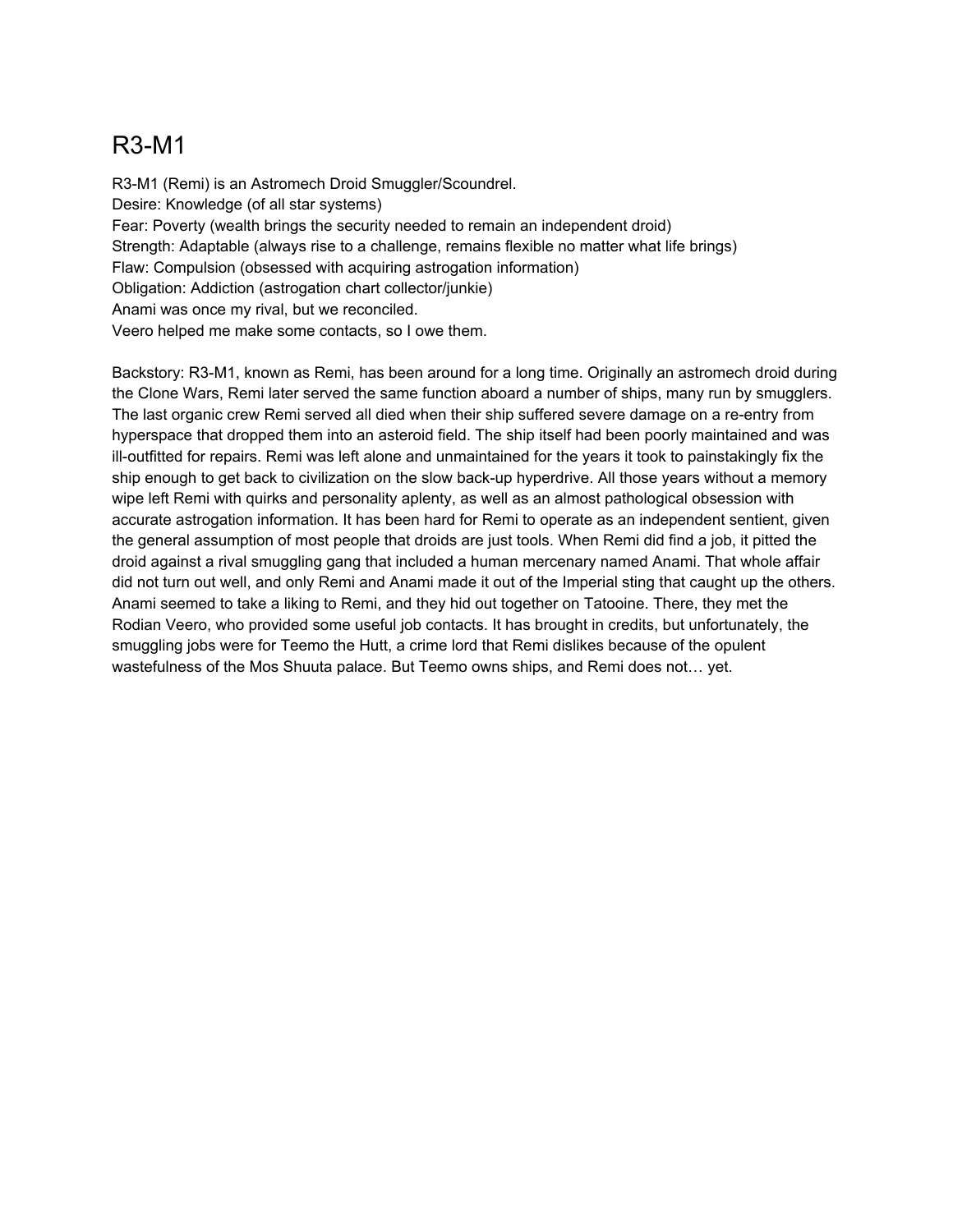# R3-M1

R3-M1 (Remi) is an Astromech Droid Smuggler/Scoundrel.
Desire: Knowledge (of all star systems)
Fear: Poverty (wealth brings the security needed to remain an independent droid)
Strength: Adaptable (always rise to a challenge, remains flexible no matter what life brings)
Flaw: Compulsion (obsessed with acquiring astrogation information)
Obligation: Addiction (astrogation chart collector/junkie)
Anami was once my rival, but we reconciled.
Veero helped me make some contacts, so I owe them.

Backstory: R3-M1, known as Remi, has been around for a long time. Originally an astromech droid during the Clone Wars, Remi later served the same function aboard a number of ships, many run by smugglers. The last organic crew Remi served all died when their ship suffered severe damage on a re-entry from hyperspace that dropped them into an asteroid field. The ship itself had been poorly maintained and was ill-outfitted for repairs. Remi was left alone and unmaintained for the years it took to painstakingly fix the ship enough to get back to civilization on the slow back-up hyperdrive. All those years without a memory wipe left Remi with quirks and personality aplenty, as well as an almost pathological obsession with accurate astrogation information. It has been hard for Remi to operate as an independent sentient, given the general assumption of most people that droids are just tools. When Remi did find a job, it pitted the droid against a rival smuggling gang that included a human mercenary named Anami. That whole affair did not turn out well, and only Remi and Anami made it out of the Imperial sting that caught up the others. Anami seemed to take a liking to Remi, and they hid out together on Tatooine. There, they met the Rodian Veero, who provided some useful job contacts. It has brought in credits, but unfortunately, the smuggling jobs were for Teemo the Hutt, a crime lord that Remi dislikes because of the opulent wastefulness of the Mos Shuuta palace. But Teemo owns ships, and Remi does not… yet.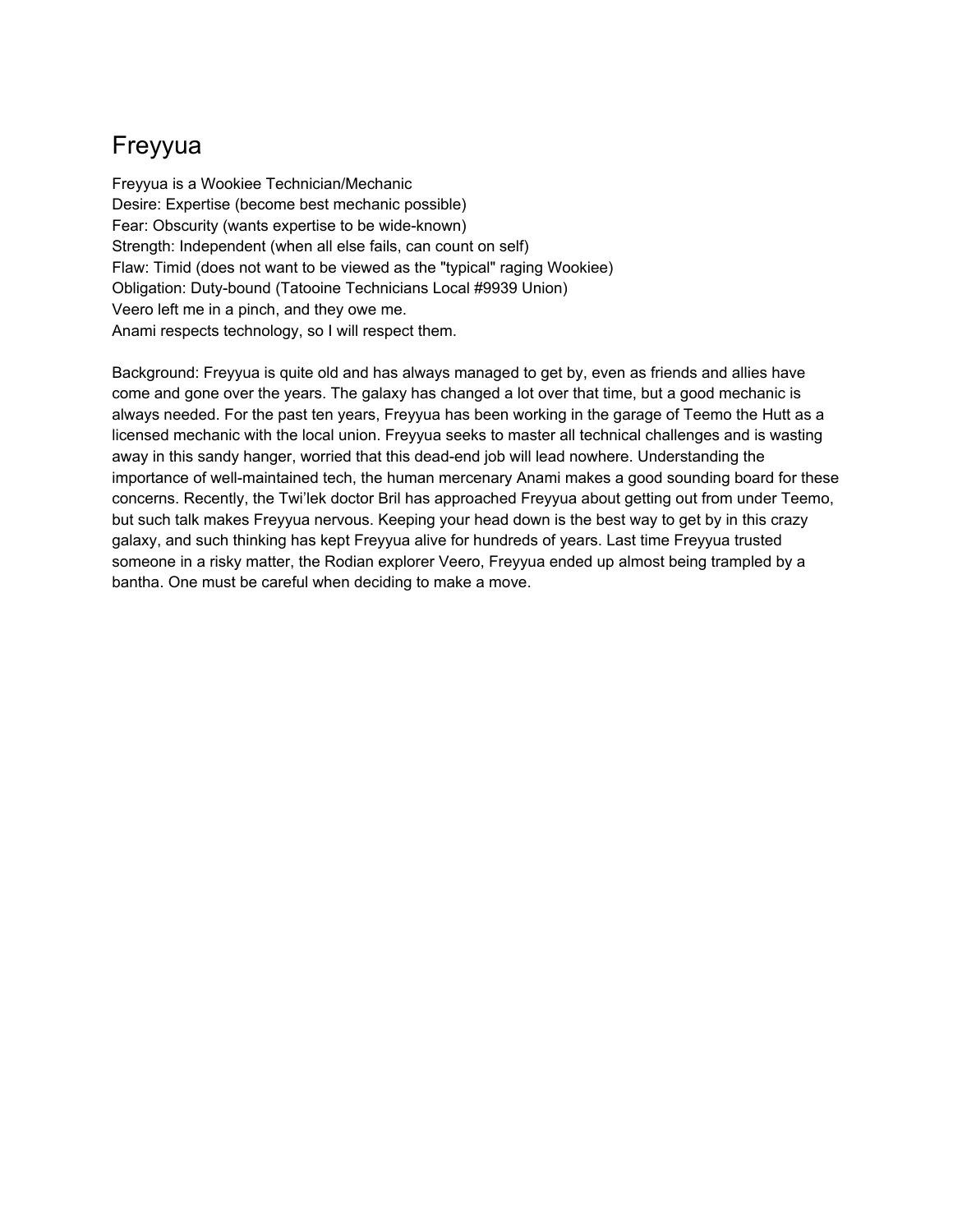# Freyyua

Freyyua is a Wookiee Technician/Mechanic
Desire: Expertise (become best mechanic possible)
Fear: Obscurity (wants expertise to be wide-known)
Strength: Independent (when all else fails, can count on self)
Flaw: Timid (does not want to be viewed as the "typical" raging Wookiee)
Obligation: Duty-bound (Tatooine Technicians Local #9939 Union)
Veero left me in a pinch, and they owe me.
Anami respects technology, so I will respect them.

Background: Freyyua is quite old and has always managed to get by, even as friends and allies have come and gone over the years. The galaxy has changed a lot over that time, but a good mechanic is always needed. For the past ten years, Freyyua has been working in the garage of Teemo the Hutt as a licensed mechanic with the local union. Freyyua seeks to master all technical challenges and is wasting away in this sandy hanger, worried that this dead-end job will lead nowhere. Understanding the importance of well-maintained tech, the human mercenary Anami makes a good sounding board for these concerns. Recently, the Twi'lek doctor Bril has approached Freyyua about getting out from under Teemo, but such talk makes Freyyua nervous. Keeping your head down is the best way to get by in this crazy galaxy, and such thinking has kept Freyyua alive for hundreds of years. Last time Freyyua trusted someone in a risky matter, the Rodian explorer Veero, Freyyua ended up almost being trampled by a bantha. One must be careful when deciding to make a move.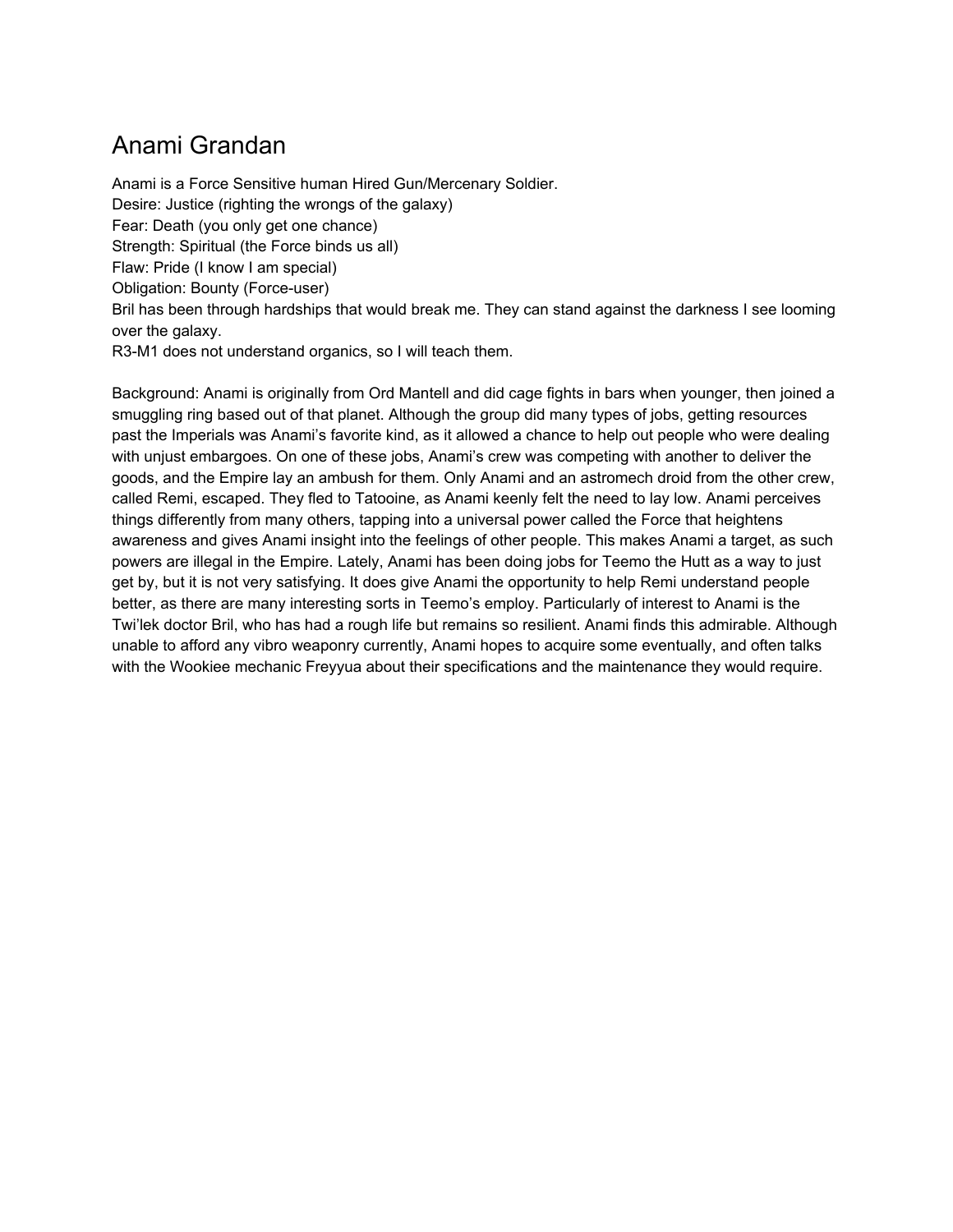# Anami Grandan

Anami is a Force Sensitive human Hired Gun/Mercenary Soldier.
Desire: Justice (righting the wrongs of the galaxy)
Fear: Death (you only get one chance)
Strength: Spiritual (the Force binds us all)
Flaw: Pride (I know I am special)
Obligation: Bounty (Force-user)
Bril has been through hardships that would break me. They can stand against the darkness I see looming over the galaxy.
R3-M1 does not understand organics, so I will teach them.

Background: Anami is originally from Ord Mantell and did cage fights in bars when younger, then joined a smuggling ring based out of that planet. Although the group did many types of jobs, getting resources past the Imperials was Anami's favorite kind, as it allowed a chance to help out people who were dealing with unjust embargoes. On one of these jobs, Anami's crew was competing with another to deliver the goods, and the Empire lay an ambush for them. Only Anami and an astromech droid from the other crew, called Remi, escaped. They fled to Tatooine, as Anami keenly felt the need to lay low. Anami perceives things differently from many others, tapping into a universal power called the Force that heightens awareness and gives Anami insight into the feelings of other people. This makes Anami a target, as such powers are illegal in the Empire. Lately, Anami has been doing jobs for Teemo the Hutt as a way to just get by, but it is not very satisfying. It does give Anami the opportunity to help Remi understand people better, as there are many interesting sorts in Teemo's employ. Particularly of interest to Anami is the Twi'lek doctor Bril, who has had a rough life but remains so resilient. Anami finds this admirable. Although unable to afford any vibro weaponry currently, Anami hopes to acquire some eventually, and often talks with the Wookiee mechanic Freyyua about their specifications and the maintenance they would require.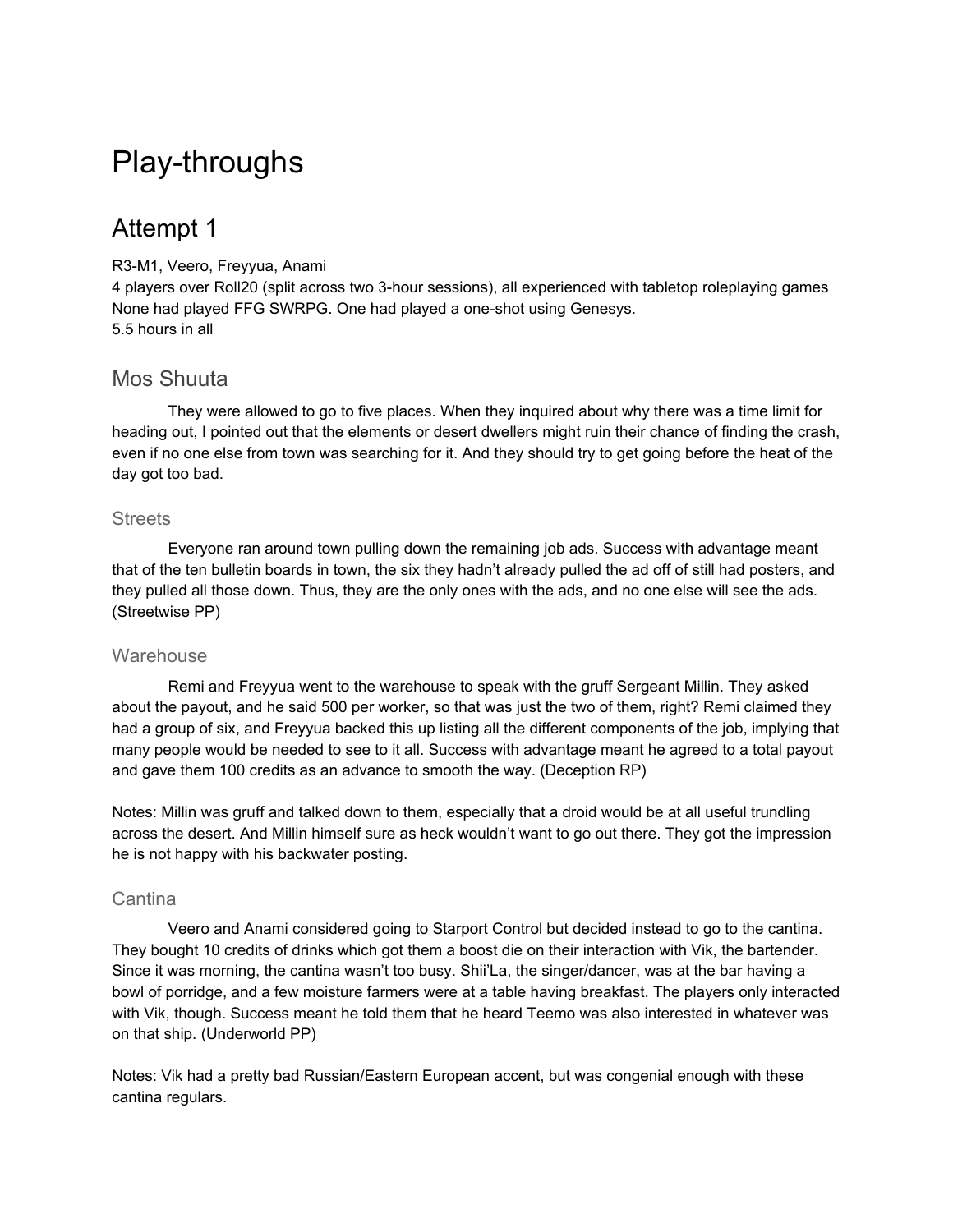# Play-throughs

## Attempt 1

R3-M1, Veero, Freyyua, Anami
4 players over Roll20 (split across two 3-hour sessions), all experienced with tabletop roleplaying games
None had played FFG SWRPG. One had played a one-shot using Genesys.
5.5 hours in all

### Mos Shuuta

They were allowed to go to five places. When they inquired about why there was a time limit for heading out, I pointed out that the elements or desert dwellers might ruin their chance of finding the crash, even if no one else from town was searching for it. And they should try to get going before the heat of the day got too bad.

#### Streets

Everyone ran around town pulling down the remaining job ads. Success with advantage meant that of the ten bulletin boards in town, the six they hadn't already pulled the ad off of still had posters, and they pulled all those down. Thus, they are the only ones with the ads, and no one else will see the ads. (Streetwise PP)

#### Warehouse

Remi and Freyyua went to the warehouse to speak with the gruff Sergeant Millin. They asked about the payout, and he said 500 per worker, so that was just the two of them, right? Remi claimed they had a group of six, and Freyyua backed this up listing all the different components of the job, implying that many people would be needed to see to it all. Success with advantage meant he agreed to a total payout and gave them 100 credits as an advance to smooth the way. (Deception RP)

Notes: Millin was gruff and talked down to them, especially that a droid would be at all useful trundling across the desert. And Millin himself sure as heck wouldn't want to go out there. They got the impression he is not happy with his backwater posting.

#### Cantina

Veero and Anami considered going to Starport Control but decided instead to go to the cantina. They bought 10 credits of drinks which got them a boost die on their interaction with Vik, the bartender. Since it was morning, the cantina wasn't too busy. Shii'La, the singer/dancer, was at the bar having a bowl of porridge, and a few moisture farmers were at a table having breakfast. The players only interacted with Vik, though. Success meant he told them that he heard Teemo was also interested in whatever was on that ship. (Underworld PP)

Notes: Vik had a pretty bad Russian/Eastern European accent, but was congenial enough with these cantina regulars.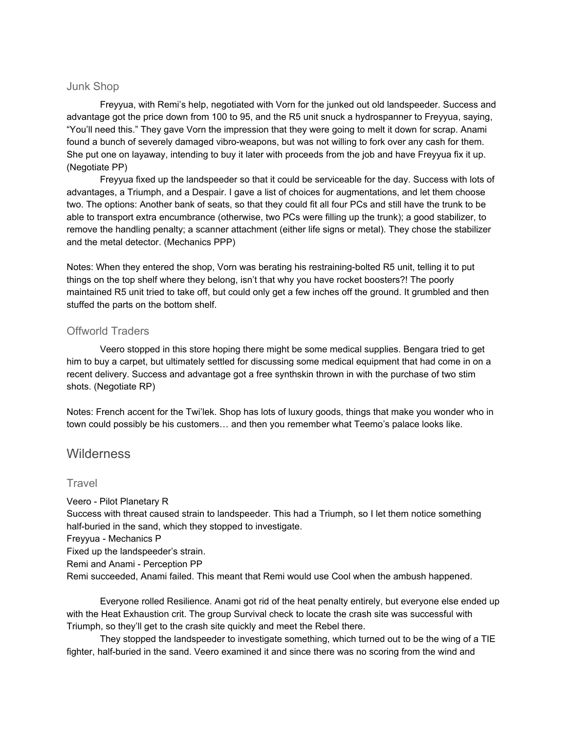### Junk Shop

Freyyua, with Remi's help, negotiated with Vorn for the junked out old landspeeder. Success and advantage got the price down from 100 to 95, and the R5 unit snuck a hydrospanner to Freyyua, saying, "You'll need this." They gave Vorn the impression that they were going to melt it down for scrap. Anami found a bunch of severely damaged vibro-weapons, but was not willing to fork over any cash for them. She put one on layaway, intending to buy it later with proceeds from the job and have Freyyua fix it up. (Negotiate PP)

Freyyua fixed up the landspeeder so that it could be serviceable for the day. Success with lots of advantages, a Triumph, and a Despair. I gave a list of choices for augmentations, and let them choose two. The options: Another bank of seats, so that they could fit all four PCs and still have the trunk to be able to transport extra encumbrance (otherwise, two PCs were filling up the trunk); a good stabilizer, to remove the handling penalty; a scanner attachment (either life signs or metal). They chose the stabilizer and the metal detector. (Mechanics PPP)

Notes: When they entered the shop, Vorn was berating his restraining-bolted R5 unit, telling it to put things on the top shelf where they belong, isn't that why you have rocket boosters?! The poorly maintained R5 unit tried to take off, but could only get a few inches off the ground. It grumbled and then stuffed the parts on the bottom shelf.

### Offworld Traders

Veero stopped in this store hoping there might be some medical supplies. Bengara tried to get him to buy a carpet, but ultimately settled for discussing some medical equipment that had come in on a recent delivery. Success and advantage got a free synthskin thrown in with the purchase of two stim shots. (Negotiate RP)

Notes: French accent for the Twi'lek. Shop has lots of luxury goods, things that make you wonder who in town could possibly be his customers… and then you remember what Teemo's palace looks like.

## Wilderness

### Travel

Veero - Pilot Planetary R
Success with threat caused strain to landspeeder. This had a Triumph, so I let them notice something half-buried in the sand, which they stopped to investigate.
Freyyua - Mechanics P
Fixed up the landspeeder's strain.
Remi and Anami - Perception PP
Remi succeeded, Anami failed. This meant that Remi would use Cool when the ambush happened.

Everyone rolled Resilience. Anami got rid of the heat penalty entirely, but everyone else ended up with the Heat Exhaustion crit. The group Survival check to locate the crash site was successful with Triumph, so they'll get to the crash site quickly and meet the Rebel there.

They stopped the landspeeder to investigate something, which turned out to be the wing of a TIE fighter, half-buried in the sand. Veero examined it and since there was no scoring from the wind and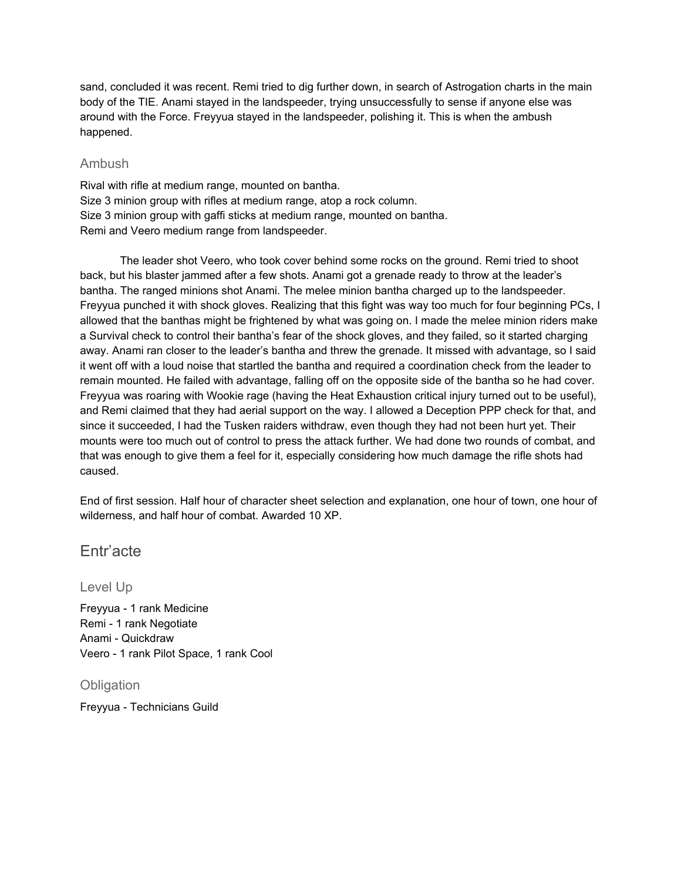sand, concluded it was recent. Remi tried to dig further down, in search of Astrogation charts in the main body of the TIE. Anami stayed in the landspeeder, trying unsuccessfully to sense if anyone else was around with the Force. Freyyua stayed in the landspeeder, polishing it. This is when the ambush happened.

### Ambush

Rival with rifle at medium range, mounted on bantha.
Size 3 minion group with rifles at medium range, atop a rock column.
Size 3 minion group with gaffi sticks at medium range, mounted on bantha.
Remi and Veero medium range from landspeeder.

The leader shot Veero, who took cover behind some rocks on the ground. Remi tried to shoot back, but his blaster jammed after a few shots. Anami got a grenade ready to throw at the leader's bantha. The ranged minions shot Anami. The melee minion bantha charged up to the landspeeder. Freyyua punched it with shock gloves. Realizing that this fight was way too much for four beginning PCs, I allowed that the banthas might be frightened by what was going on. I made the melee minion riders make a Survival check to control their bantha's fear of the shock gloves, and they failed, so it started charging away. Anami ran closer to the leader's bantha and threw the grenade. It missed with advantage, so I said it went off with a loud noise that startled the bantha and required a coordination check from the leader to remain mounted. He failed with advantage, falling off on the opposite side of the bantha so he had cover. Freyyua was roaring with Wookie rage (having the Heat Exhaustion critical injury turned out to be useful), and Remi claimed that they had aerial support on the way. I allowed a Deception PPP check for that, and since it succeeded, I had the Tusken raiders withdraw, even though they had not been hurt yet. Their mounts were too much out of control to press the attack further. We had done two rounds of combat, and that was enough to give them a feel for it, especially considering how much damage the rifle shots had caused.

End of first session. Half hour of character sheet selection and explanation, one hour of town, one hour of wilderness, and half hour of combat. Awarded 10 XP.

## Entr'acte

### Level Up

Freyyua - 1 rank Medicine
Remi - 1 rank Negotiate
Anami - Quickdraw
Veero - 1 rank Pilot Space, 1 rank Cool

### Obligation

Freyyua - Technicians Guild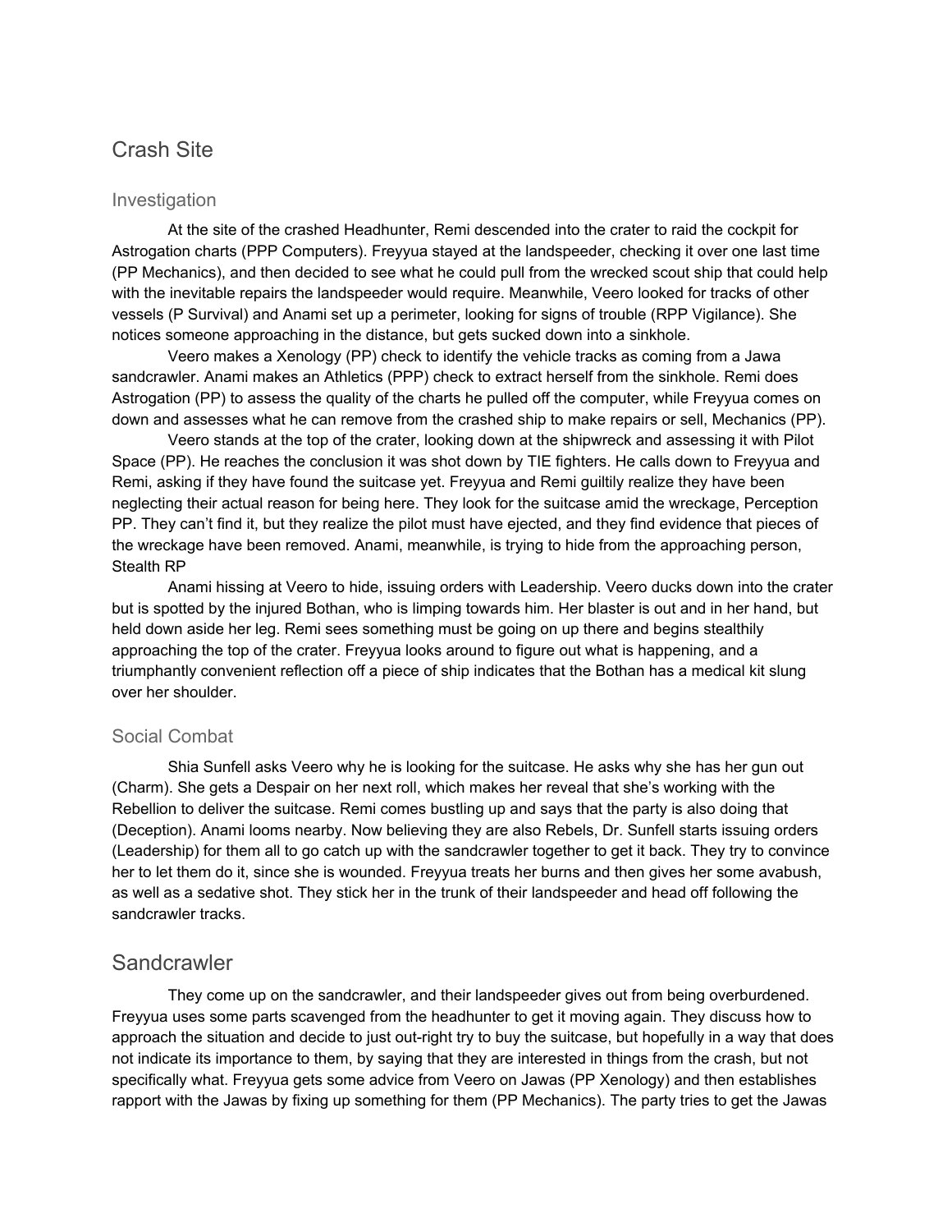# Crash Site

## Investigation

At the site of the crashed Headhunter, Remi descended into the crater to raid the cockpit for Astrogation charts (PPP Computers). Freyyua stayed at the landspeeder, checking it over one last time (PP Mechanics), and then decided to see what he could pull from the wrecked scout ship that could help with the inevitable repairs the landspeeder would require. Meanwhile, Veero looked for tracks of other vessels (P Survival) and Anami set up a perimeter, looking for signs of trouble (RPP Vigilance). She notices someone approaching in the distance, but gets sucked down into a sinkhole.

Veero makes a Xenology (PP) check to identify the vehicle tracks as coming from a Jawa sandcrawler. Anami makes an Athletics (PPP) check to extract herself from the sinkhole. Remi does Astrogation (PP) to assess the quality of the charts he pulled off the computer, while Freyyua comes on down and assesses what he can remove from the crashed ship to make repairs or sell, Mechanics (PP).

Veero stands at the top of the crater, looking down at the shipwreck and assessing it with Pilot Space (PP). He reaches the conclusion it was shot down by TIE fighters. He calls down to Freyyua and Remi, asking if they have found the suitcase yet. Freyyua and Remi guiltily realize they have been neglecting their actual reason for being here. They look for the suitcase amid the wreckage, Perception PP. They can't find it, but they realize the pilot must have ejected, and they find evidence that pieces of the wreckage have been removed. Anami, meanwhile, is trying to hide from the approaching person, Stealth RP

Anami hissing at Veero to hide, issuing orders with Leadership. Veero ducks down into the crater but is spotted by the injured Bothan, who is limping towards him. Her blaster is out and in her hand, but held down aside her leg. Remi sees something must be going on up there and begins stealthily approaching the top of the crater. Freyyua looks around to figure out what is happening, and a triumphantly convenient reflection off a piece of ship indicates that the Bothan has a medical kit slung over her shoulder.

## Social Combat

Shia Sunfell asks Veero why he is looking for the suitcase. He asks why she has her gun out (Charm). She gets a Despair on her next roll, which makes her reveal that she's working with the Rebellion to deliver the suitcase. Remi comes bustling up and says that the party is also doing that (Deception). Anami looms nearby. Now believing they are also Rebels, Dr. Sunfell starts issuing orders (Leadership) for them all to go catch up with the sandcrawler together to get it back. They try to convince her to let them do it, since she is wounded. Freyyua treats her burns and then gives her some avabush, as well as a sedative shot. They stick her in the trunk of their landspeeder and head off following the sandcrawler tracks.

# Sandcrawler

They come up on the sandcrawler, and their landspeeder gives out from being overburdened. Freyyua uses some parts scavenged from the headhunter to get it moving again. They discuss how to approach the situation and decide to just out-right try to buy the suitcase, but hopefully in a way that does not indicate its importance to them, by saying that they are interested in things from the crash, but not specifically what. Freyyua gets some advice from Veero on Jawas (PP Xenology) and then establishes rapport with the Jawas by fixing up something for them (PP Mechanics). The party tries to get the Jawas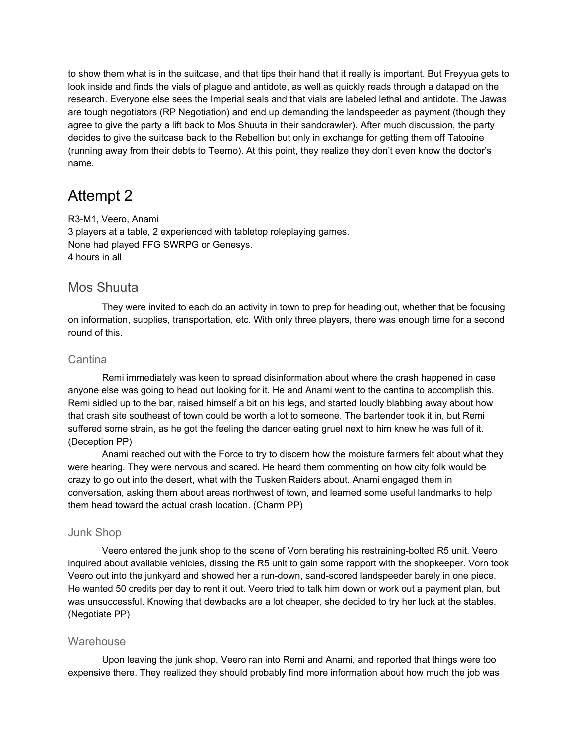to show them what is in the suitcase, and that tips their hand that it really is important. But Freyyua gets to look inside and finds the vials of plague and antidote, as well as quickly reads through a datapad on the research. Everyone else sees the Imperial seals and that vials are labeled lethal and antidote. The Jawas are tough negotiators (RP Negotiation) and end up demanding the landspeeder as payment (though they agree to give the party a lift back to Mos Shuuta in their sandcrawler). After much discussion, the party decides to give the suitcase back to the Rebellion but only in exchange for getting them off Tatooine (running away from their debts to Teemo). At this point, they realize they don't even know the doctor's name.

# Attempt 2

R3-M1, Veero, Anami
3 players at a table, 2 experienced with tabletop roleplaying games.
None had played FFG SWRPG or Genesys.
4 hours in all

## Mos Shuuta

They were invited to each do an activity in town to prep for heading out, whether that be focusing on information, supplies, transportation, etc. With only three players, there was enough time for a second round of this.

### Cantina

Remi immediately was keen to spread disinformation about where the crash happened in case anyone else was going to head out looking for it. He and Anami went to the cantina to accomplish this. Remi sidled up to the bar, raised himself a bit on his legs, and started loudly blabbing away about how that crash site southeast of town could be worth a lot to someone. The bartender took it in, but Remi suffered some strain, as he got the feeling the dancer eating gruel next to him knew he was full of it. (Deception PP)

Anami reached out with the Force to try to discern how the moisture farmers felt about what they were hearing. They were nervous and scared. He heard them commenting on how city folk would be crazy to go out into the desert, what with the Tusken Raiders about. Anami engaged them in conversation, asking them about areas northwest of town, and learned some useful landmarks to help them head toward the actual crash location. (Charm PP)

### Junk Shop

Veero entered the junk shop to the scene of Vorn berating his restraining-bolted R5 unit. Veero inquired about available vehicles, dissing the R5 unit to gain some rapport with the shopkeeper. Vorn took Veero out into the junkyard and showed her a run-down, sand-scored landspeeder barely in one piece. He wanted 50 credits per day to rent it out. Veero tried to talk him down or work out a payment plan, but was unsuccessful. Knowing that dewbacks are a lot cheaper, she decided to try her luck at the stables. (Negotiate PP)

### Warehouse

Upon leaving the junk shop, Veero ran into Remi and Anami, and reported that things were too expensive there. They realized they should probably find more information about how much the job was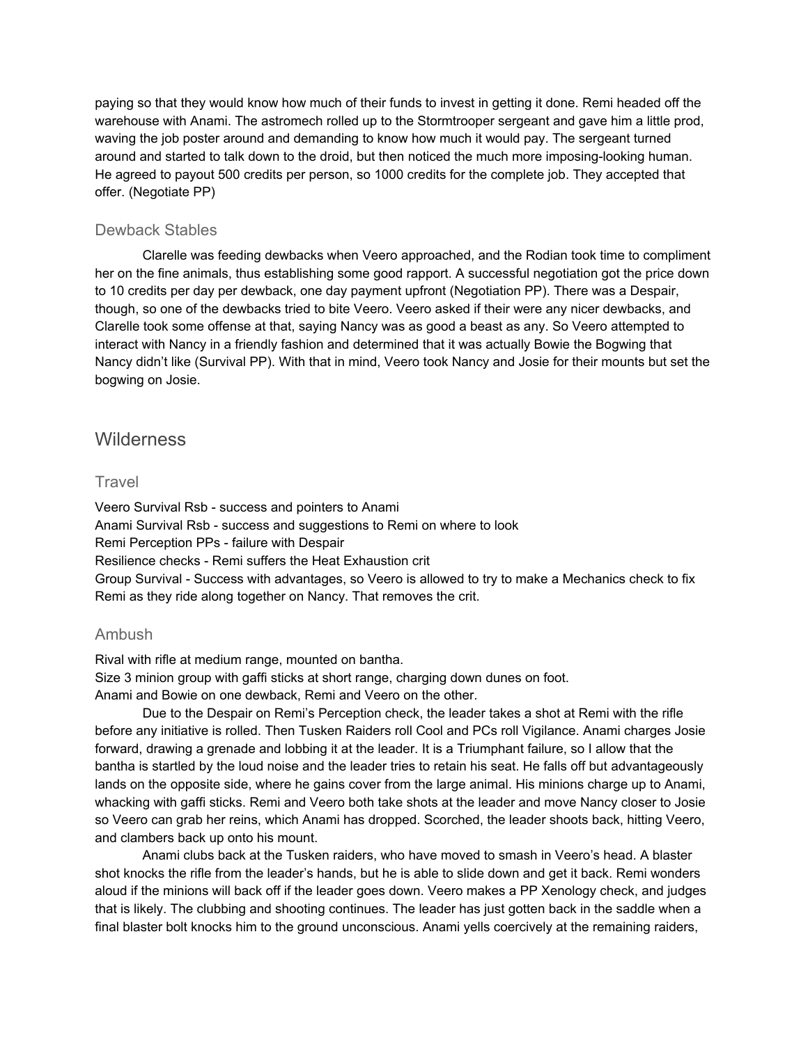paying so that they would know how much of their funds to invest in getting it done. Remi headed off the warehouse with Anami. The astromech rolled up to the Stormtrooper sergeant and gave him a little prod, waving the job poster around and demanding to know how much it would pay. The sergeant turned around and started to talk down to the droid, but then noticed the much more imposing-looking human. He agreed to payout 500 credits per person, so 1000 credits for the complete job. They accepted that offer. (Negotiate PP)

### Dewback Stables

Clarelle was feeding dewbacks when Veero approached, and the Rodian took time to compliment her on the fine animals, thus establishing some good rapport. A successful negotiation got the price down to 10 credits per day per dewback, one day payment upfront (Negotiation PP). There was a Despair, though, so one of the dewbacks tried to bite Veero. Veero asked if their were any nicer dewbacks, and Clarelle took some offense at that, saying Nancy was as good a beast as any. So Veero attempted to interact with Nancy in a friendly fashion and determined that it was actually Bowie the Bogwing that Nancy didn't like (Survival PP). With that in mind, Veero took Nancy and Josie for their mounts but set the bogwing on Josie.

## Wilderness

### Travel

Veero Survival Rsb - success and pointers to Anami
Anami Survival Rsb - success and suggestions to Remi on where to look
Remi Perception PPs - failure with Despair
Resilience checks - Remi suffers the Heat Exhaustion crit
Group Survival - Success with advantages, so Veero is allowed to try to make a Mechanics check to fix Remi as they ride along together on Nancy. That removes the crit.

### Ambush

Rival with rifle at medium range, mounted on bantha.
Size 3 minion group with gaffi sticks at short range, charging down dunes on foot.
Anami and Bowie on one dewback, Remi and Veero on the other.

Due to the Despair on Remi's Perception check, the leader takes a shot at Remi with the rifle before any initiative is rolled. Then Tusken Raiders roll Cool and PCs roll Vigilance. Anami charges Josie forward, drawing a grenade and lobbing it at the leader. It is a Triumphant failure, so I allow that the bantha is startled by the loud noise and the leader tries to retain his seat. He falls off but advantageously lands on the opposite side, where he gains cover from the large animal. His minions charge up to Anami, whacking with gaffi sticks. Remi and Veero both take shots at the leader and move Nancy closer to Josie so Veero can grab her reins, which Anami has dropped. Scorched, the leader shoots back, hitting Veero, and clambers back up onto his mount.

Anami clubs back at the Tusken raiders, who have moved to smash in Veero's head. A blaster shot knocks the rifle from the leader's hands, but he is able to slide down and get it back. Remi wonders aloud if the minions will back off if the leader goes down. Veero makes a PP Xenology check, and judges that is likely. The clubbing and shooting continues. The leader has just gotten back in the saddle when a final blaster bolt knocks him to the ground unconscious. Anami yells coercively at the remaining raiders,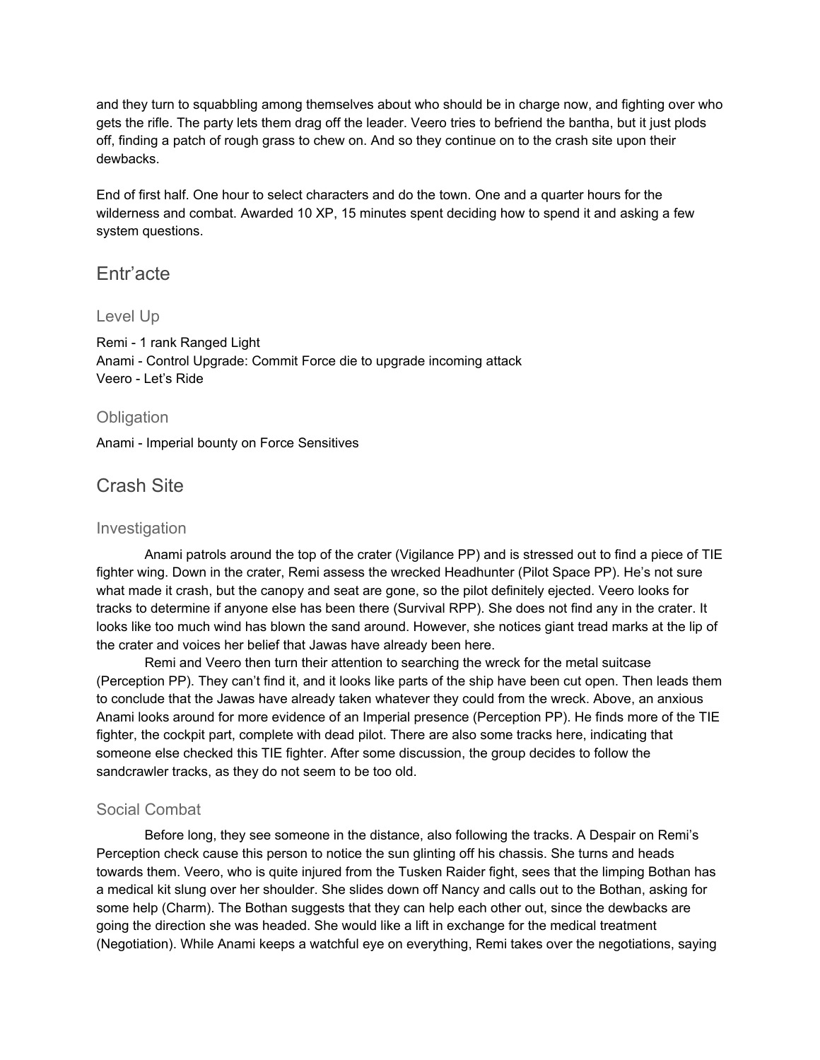and they turn to squabbling among themselves about who should be in charge now, and fighting over who gets the rifle. The party lets them drag off the leader. Veero tries to befriend the bantha, but it just plods off, finding a patch of rough grass to chew on. And so they continue on to the crash site upon their dewbacks.

End of first half. One hour to select characters and do the town. One and a quarter hours for the wilderness and combat. Awarded 10 XP, 15 minutes spent deciding how to spend it and asking a few system questions.

# Entr'acte

## Level Up

Remi - 1 rank Ranged Light
Anami - Control Upgrade: Commit Force die to upgrade incoming attack
Veero - Let's Ride

## Obligation

Anami - Imperial bounty on Force Sensitives

# Crash Site

## Investigation

Anami patrols around the top of the crater (Vigilance PP) and is stressed out to find a piece of TIE fighter wing. Down in the crater, Remi assess the wrecked Headhunter (Pilot Space PP). He's not sure what made it crash, but the canopy and seat are gone, so the pilot definitely ejected. Veero looks for tracks to determine if anyone else has been there (Survival RPP). She does not find any in the crater. It looks like too much wind has blown the sand around. However, she notices giant tread marks at the lip of the crater and voices her belief that Jawas have already been here.

Remi and Veero then turn their attention to searching the wreck for the metal suitcase (Perception PP). They can't find it, and it looks like parts of the ship have been cut open. Then leads them to conclude that the Jawas have already taken whatever they could from the wreck. Above, an anxious Anami looks around for more evidence of an Imperial presence (Perception PP). He finds more of the TIE fighter, the cockpit part, complete with dead pilot. There are also some tracks here, indicating that someone else checked this TIE fighter. After some discussion, the group decides to follow the sandcrawler tracks, as they do not seem to be too old.

## Social Combat

Before long, they see someone in the distance, also following the tracks. A Despair on Remi's Perception check cause this person to notice the sun glinting off his chassis. She turns and heads towards them. Veero, who is quite injured from the Tusken Raider fight, sees that the limping Bothan has a medical kit slung over her shoulder. She slides down off Nancy and calls out to the Bothan, asking for some help (Charm). The Bothan suggests that they can help each other out, since the dewbacks are going the direction she was headed. She would like a lift in exchange for the medical treatment (Negotiation). While Anami keeps a watchful eye on everything, Remi takes over the negotiations, saying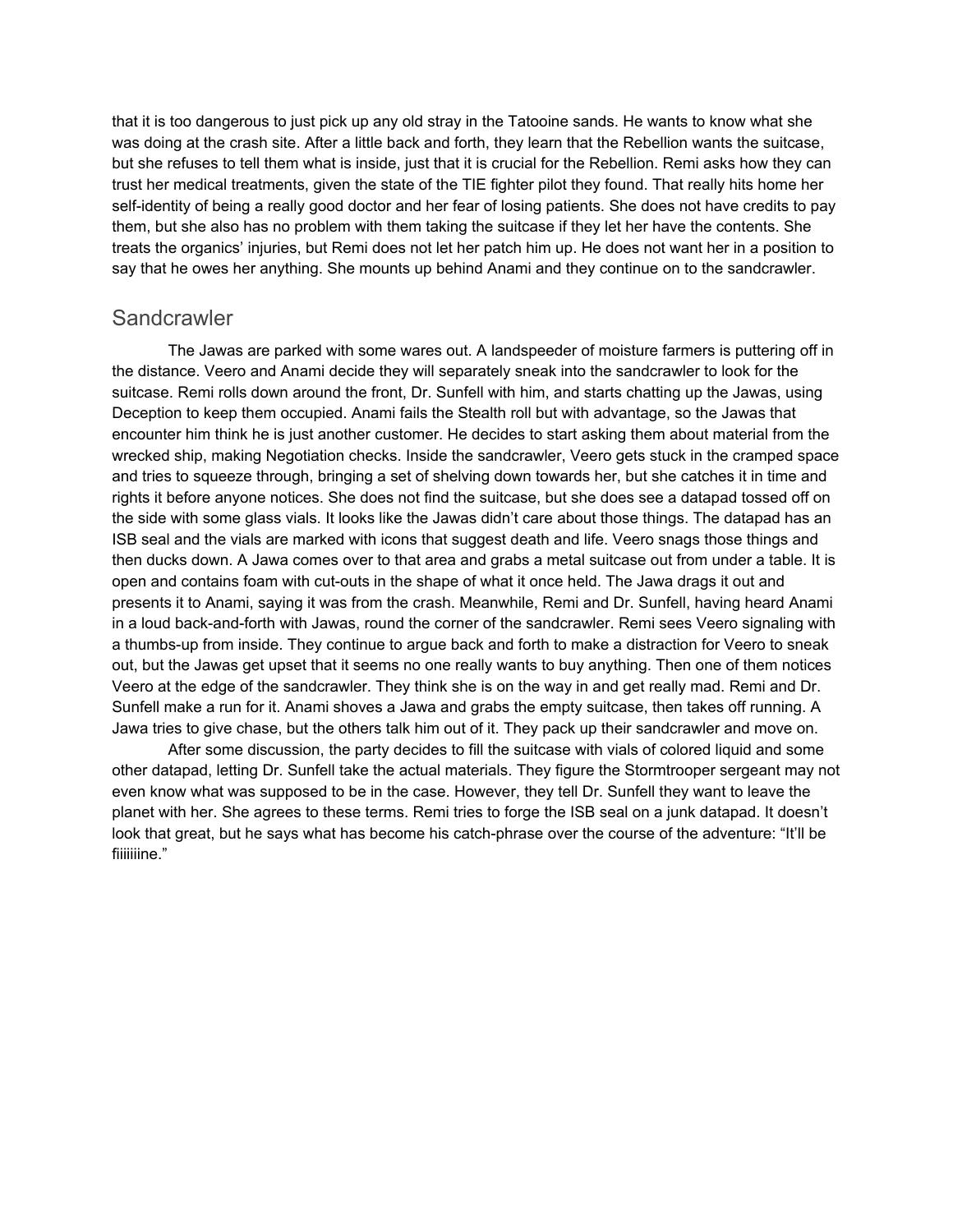that it is too dangerous to just pick up any old stray in the Tatooine sands. He wants to know what she was doing at the crash site. After a little back and forth, they learn that the Rebellion wants the suitcase, but she refuses to tell them what is inside, just that it is crucial for the Rebellion. Remi asks how they can trust her medical treatments, given the state of the TIE fighter pilot they found. That really hits home her self-identity of being a really good doctor and her fear of losing patients. She does not have credits to pay them, but she also has no problem with them taking the suitcase if they let her have the contents. She treats the organics' injuries, but Remi does not let her patch him up. He does not want her in a position to say that he owes her anything. She mounts up behind Anami and they continue on to the sandcrawler.

## Sandcrawler

The Jawas are parked with some wares out. A landspeeder of moisture farmers is puttering off in the distance. Veero and Anami decide they will separately sneak into the sandcrawler to look for the suitcase. Remi rolls down around the front, Dr. Sunfell with him, and starts chatting up the Jawas, using Deception to keep them occupied. Anami fails the Stealth roll but with advantage, so the Jawas that encounter him think he is just another customer. He decides to start asking them about material from the wrecked ship, making Negotiation checks. Inside the sandcrawler, Veero gets stuck in the cramped space and tries to squeeze through, bringing a set of shelving down towards her, but she catches it in time and rights it before anyone notices. She does not find the suitcase, but she does see a datapad tossed off on the side with some glass vials. It looks like the Jawas didn't care about those things. The datapad has an ISB seal and the vials are marked with icons that suggest death and life. Veero snags those things and then ducks down. A Jawa comes over to that area and grabs a metal suitcase out from under a table. It is open and contains foam with cut-outs in the shape of what it once held. The Jawa drags it out and presents it to Anami, saying it was from the crash. Meanwhile, Remi and Dr. Sunfell, having heard Anami in a loud back-and-forth with Jawas, round the corner of the sandcrawler. Remi sees Veero signaling with a thumbs-up from inside. They continue to argue back and forth to make a distraction for Veero to sneak out, but the Jawas get upset that it seems no one really wants to buy anything. Then one of them notices Veero at the edge of the sandcrawler. They think she is on the way in and get really mad. Remi and Dr. Sunfell make a run for it. Anami shoves a Jawa and grabs the empty suitcase, then takes off running. A Jawa tries to give chase, but the others talk him out of it. They pack up their sandcrawler and move on.

After some discussion, the party decides to fill the suitcase with vials of colored liquid and some other datapad, letting Dr. Sunfell take the actual materials. They figure the Stormtrooper sergeant may not even know what was supposed to be in the case. However, they tell Dr. Sunfell they want to leave the planet with her. She agrees to these terms. Remi tries to forge the ISB seal on a junk datapad. It doesn't look that great, but he says what has become his catch-phrase over the course of the adventure: "It'll be fiiiiiiine."